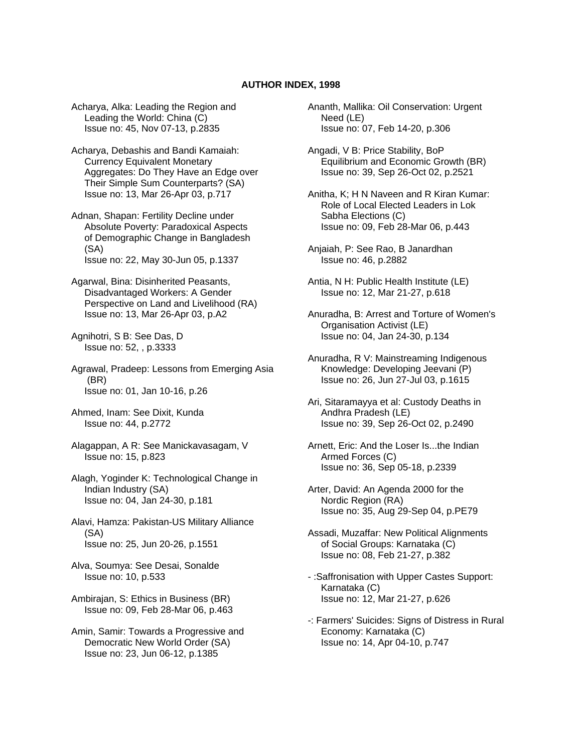# AUTHOR INDEX, 1998

Acharya, Alka: Leading the Region and Leading the World: China (C)
Issue no: 45, Nov 07-13, p.2835

Acharya, Debashis and Bandi Kamaiah: Currency Equivalent Monetary Aggregates: Do They Have an Edge over Their Simple Sum Counterparts? (SA)
Issue no: 13, Mar 26-Apr 03, p.717

Adnan, Shapan: Fertility Decline under Absolute Poverty: Paradoxical Aspects of Demographic Change in Bangladesh (SA)
Issue no: 22, May 30-Jun 05, p.1337

Agarwal, Bina: Disinherited Peasants, Disadvantaged Workers: A Gender Perspective on Land and Livelihood (RA)
Issue no: 13, Mar 26-Apr 03, p.A2

Agnihotri, S B: See Das, D
Issue no: 52, , p.3333

Agrawal, Pradeep: Lessons from Emerging Asia (BR)
Issue no: 01, Jan 10-16, p.26

Ahmed, Inam: See Dixit, Kunda
Issue no: 44, p.2772

Alagappan, A R: See Manickavasagam, V
Issue no: 15, p.823

Alagh, Yoginder K: Technological Change in Indian Industry (SA)
Issue no: 04, Jan 24-30, p.181

Alavi, Hamza: Pakistan-US Military Alliance (SA)
Issue no: 25, Jun 20-26, p.1551

Alva, Soumya: See Desai, Sonalde
Issue no: 10, p.533

Ambirajan, S: Ethics in Business (BR)
Issue no: 09, Feb 28-Mar 06, p.463

Amin, Samir: Towards a Progressive and Democratic New World Order (SA)
Issue no: 23, Jun 06-12, p.1385

Ananth, Mallika: Oil Conservation: Urgent Need (LE)
Issue no: 07, Feb 14-20, p.306

Angadi, V B: Price Stability, BoP Equilibrium and Economic Growth (BR)
Issue no: 39, Sep 26-Oct 02, p.2521

Anitha, K; H N Naveen and R Kiran Kumar: Role of Local Elected Leaders in Lok Sabha Elections (C)
Issue no: 09, Feb 28-Mar 06, p.443

Anjaiah, P: See Rao, B Janardhan
Issue no: 46, p.2882

Antia, N H: Public Health Institute (LE)
Issue no: 12, Mar 21-27, p.618

Anuradha, B: Arrest and Torture of Women's Organisation Activist (LE)
Issue no: 04, Jan 24-30, p.134

Anuradha, R V: Mainstreaming Indigenous Knowledge: Developing Jeevani (P)
Issue no: 26, Jun 27-Jul 03, p.1615

Ari, Sitaramayya et al: Custody Deaths in Andhra Pradesh (LE)
Issue no: 39, Sep 26-Oct 02, p.2490

Arnett, Eric: And the Loser Is...the Indian Armed Forces (C)
Issue no: 36, Sep 05-18, p.2339

Arter, David: An Agenda 2000 for the Nordic Region (RA)
Issue no: 35, Aug 29-Sep 04, p.PE79

Assadi, Muzaffar: New Political Alignments of Social Groups: Karnataka (C)
Issue no: 08, Feb 21-27, p.382

- :Saffronisation with Upper Castes Support: Karnataka (C)
Issue no: 12, Mar 21-27, p.626

-: Farmers' Suicides: Signs of Distress in Rural Economy: Karnataka (C)
Issue no: 14, Apr 04-10, p.747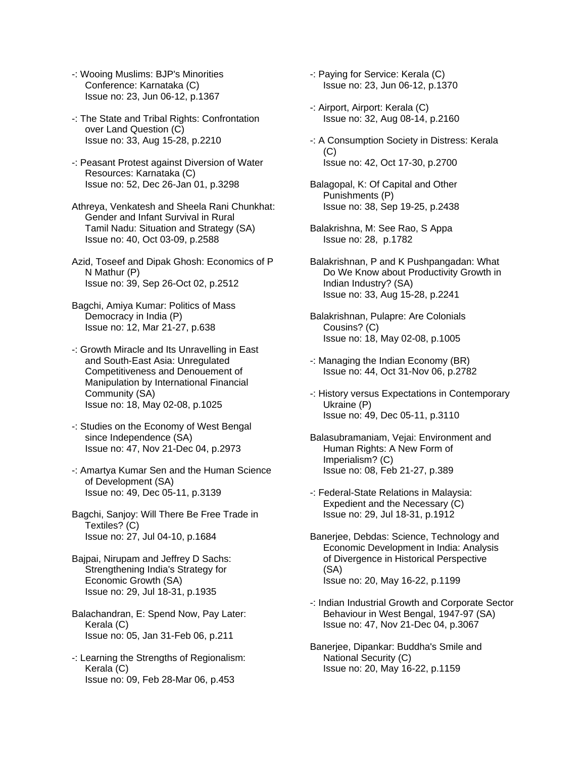-: Wooing Muslims: BJP's Minorities Conference: Karnataka (C)
Issue no: 23, Jun 06-12, p.1367

-: The State and Tribal Rights: Confrontation over Land Question (C)
Issue no: 33, Aug 15-28, p.2210

-: Peasant Protest against Diversion of Water Resources: Karnataka (C)
Issue no: 52, Dec 26-Jan 01, p.3298

Athreya, Venkatesh and Sheela Rani Chunkhat: Gender and Infant Survival in Rural Tamil Nadu: Situation and Strategy (SA)
Issue no: 40, Oct 03-09, p.2588

Azid, Toseef and Dipak Ghosh: Economics of P N Mathur (P)
Issue no: 39, Sep 26-Oct 02, p.2512

Bagchi, Amiya Kumar: Politics of Mass Democracy in India (P)
Issue no: 12, Mar 21-27, p.638

-: Growth Miracle and Its Unravelling in East and South-East Asia: Unregulated Competitiveness and Denouement of Manipulation by International Financial Community (SA)
Issue no: 18, May 02-08, p.1025

-: Studies on the Economy of West Bengal since Independence (SA)
Issue no: 47, Nov 21-Dec 04, p.2973

-: Amartya Kumar Sen and the Human Science of Development (SA)
Issue no: 49, Dec 05-11, p.3139

Bagchi, Sanjoy: Will There Be Free Trade in Textiles? (C)
Issue no: 27, Jul 04-10, p.1684

Bajpai, Nirupam and Jeffrey D Sachs: Strengthening India's Strategy for Economic Growth (SA)
Issue no: 29, Jul 18-31, p.1935

Balachandran, E: Spend Now, Pay Later: Kerala (C)
Issue no: 05, Jan 31-Feb 06, p.211

-: Learning the Strengths of Regionalism: Kerala (C)
Issue no: 09, Feb 28-Mar 06, p.453

-: Paying for Service: Kerala (C)
Issue no: 23, Jun 06-12, p.1370

-: Airport, Airport: Kerala (C)
Issue no: 32, Aug 08-14, p.2160

-: A Consumption Society in Distress: Kerala (C)
Issue no: 42, Oct 17-30, p.2700

Balagopal, K: Of Capital and Other Punishments (P)
Issue no: 38, Sep 19-25, p.2438

Balakrishna, M: See Rao, S Appa
Issue no: 28, p.1782

Balakrishnan, P and K Pushpangadan: What Do We Know about Productivity Growth in Indian Industry? (SA)
Issue no: 33, Aug 15-28, p.2241

Balakrishnan, Pulapre: Are Colonials Cousins? (C)
Issue no: 18, May 02-08, p.1005

-: Managing the Indian Economy (BR)
Issue no: 44, Oct 31-Nov 06, p.2782

-: History versus Expectations in Contemporary Ukraine (P)
Issue no: 49, Dec 05-11, p.3110

Balasubramaniam, Vejai: Environment and Human Rights: A New Form of Imperialism? (C)
Issue no: 08, Feb 21-27, p.389

-: Federal-State Relations in Malaysia: Expedient and the Necessary (C)
Issue no: 29, Jul 18-31, p.1912

Banerjee, Debdas: Science, Technology and Economic Development in India: Analysis of Divergence in Historical Perspective (SA)
Issue no: 20, May 16-22, p.1199

-: Indian Industrial Growth and Corporate Sector Behaviour in West Bengal, 1947-97 (SA)
Issue no: 47, Nov 21-Dec 04, p.3067

Banerjee, Dipankar: Buddha's Smile and National Security (C)
Issue no: 20, May 16-22, p.1159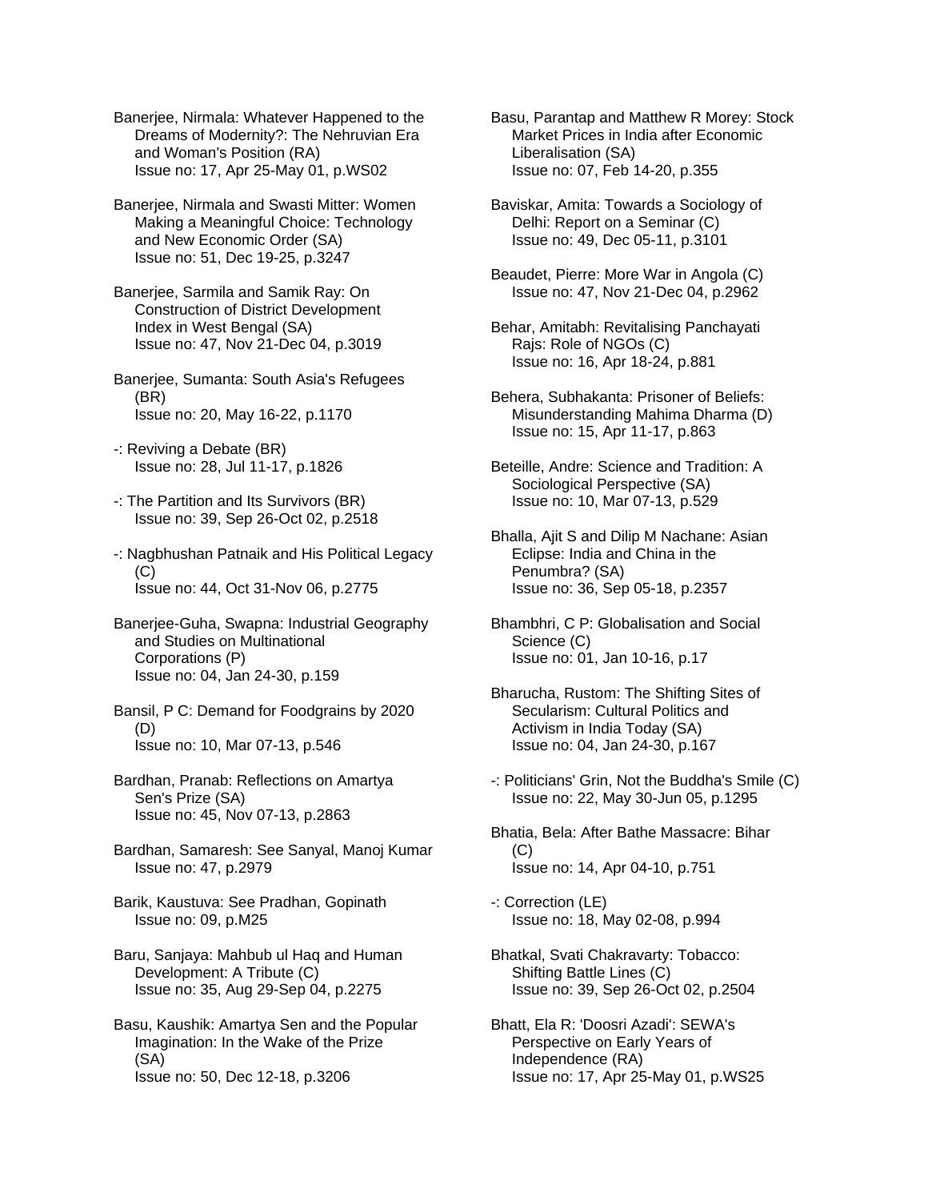Banerjee, Nirmala: Whatever Happened to the Dreams of Modernity?: The Nehruvian Era and Woman's Position (RA)
Issue no: 17, Apr 25-May 01, p.WS02

Banerjee, Nirmala and Swasti Mitter: Women Making a Meaningful Choice: Technology and New Economic Order (SA)
Issue no: 51, Dec 19-25, p.3247

Banerjee, Sarmila and Samik Ray: On Construction of District Development Index in West Bengal (SA)
Issue no: 47, Nov 21-Dec 04, p.3019

Banerjee, Sumanta: South Asia's Refugees (BR)
Issue no: 20, May 16-22, p.1170

-: Reviving a Debate (BR)
Issue no: 28, Jul 11-17, p.1826

-: The Partition and Its Survivors (BR)
Issue no: 39, Sep 26-Oct 02, p.2518

-: Nagbhushan Patnaik and His Political Legacy (C)
Issue no: 44, Oct 31-Nov 06, p.2775

Banerjee-Guha, Swapna: Industrial Geography and Studies on Multinational Corporations (P)
Issue no: 04, Jan 24-30, p.159

Bansil, P C: Demand for Foodgrains by 2020 (D)
Issue no: 10, Mar 07-13, p.546

Bardhan, Pranab: Reflections on Amartya Sen's Prize (SA)
Issue no: 45, Nov 07-13, p.2863

Bardhan, Samaresh: See Sanyal, Manoj Kumar
Issue no: 47, p.2979

Barik, Kaustuva: See Pradhan, Gopinath
Issue no: 09, p.M25

Baru, Sanjaya: Mahbub ul Haq and Human Development: A Tribute (C)
Issue no: 35, Aug 29-Sep 04, p.2275

Basu, Kaushik: Amartya Sen and the Popular Imagination: In the Wake of the Prize (SA)
Issue no: 50, Dec 12-18, p.3206

Basu, Parantap and Matthew R Morey: Stock Market Prices in India after Economic Liberalisation (SA)
Issue no: 07, Feb 14-20, p.355

Baviskar, Amita: Towards a Sociology of Delhi: Report on a Seminar (C)
Issue no: 49, Dec 05-11, p.3101

Beaudet, Pierre: More War in Angola (C)
Issue no: 47, Nov 21-Dec 04, p.2962

Behar, Amitabh: Revitalising Panchayati Rajs: Role of NGOs (C)
Issue no: 16, Apr 18-24, p.881

Behera, Subhakanta: Prisoner of Beliefs: Misunderstanding Mahima Dharma (D)
Issue no: 15, Apr 11-17, p.863

Beteille, Andre: Science and Tradition: A Sociological Perspective (SA)
Issue no: 10, Mar 07-13, p.529

Bhalla, Ajit S and Dilip M Nachane: Asian Eclipse: India and China in the Penumbra? (SA)
Issue no: 36, Sep 05-18, p.2357

Bhambhri, C P: Globalisation and Social Science (C)
Issue no: 01, Jan 10-16, p.17

Bharucha, Rustom: The Shifting Sites of Secularism: Cultural Politics and Activism in India Today (SA)
Issue no: 04, Jan 24-30, p.167

-: Politicians' Grin, Not the Buddha's Smile (C)
Issue no: 22, May 30-Jun 05, p.1295

Bhatia, Bela: After Bathe Massacre: Bihar (C)
Issue no: 14, Apr 04-10, p.751

-: Correction (LE)
Issue no: 18, May 02-08, p.994

Bhatkal, Svati Chakravarty: Tobacco: Shifting Battle Lines (C)
Issue no: 39, Sep 26-Oct 02, p.2504

Bhatt, Ela R: 'Doosri Azadi': SEWA's Perspective on Early Years of Independence (RA)
Issue no: 17, Apr 25-May 01, p.WS25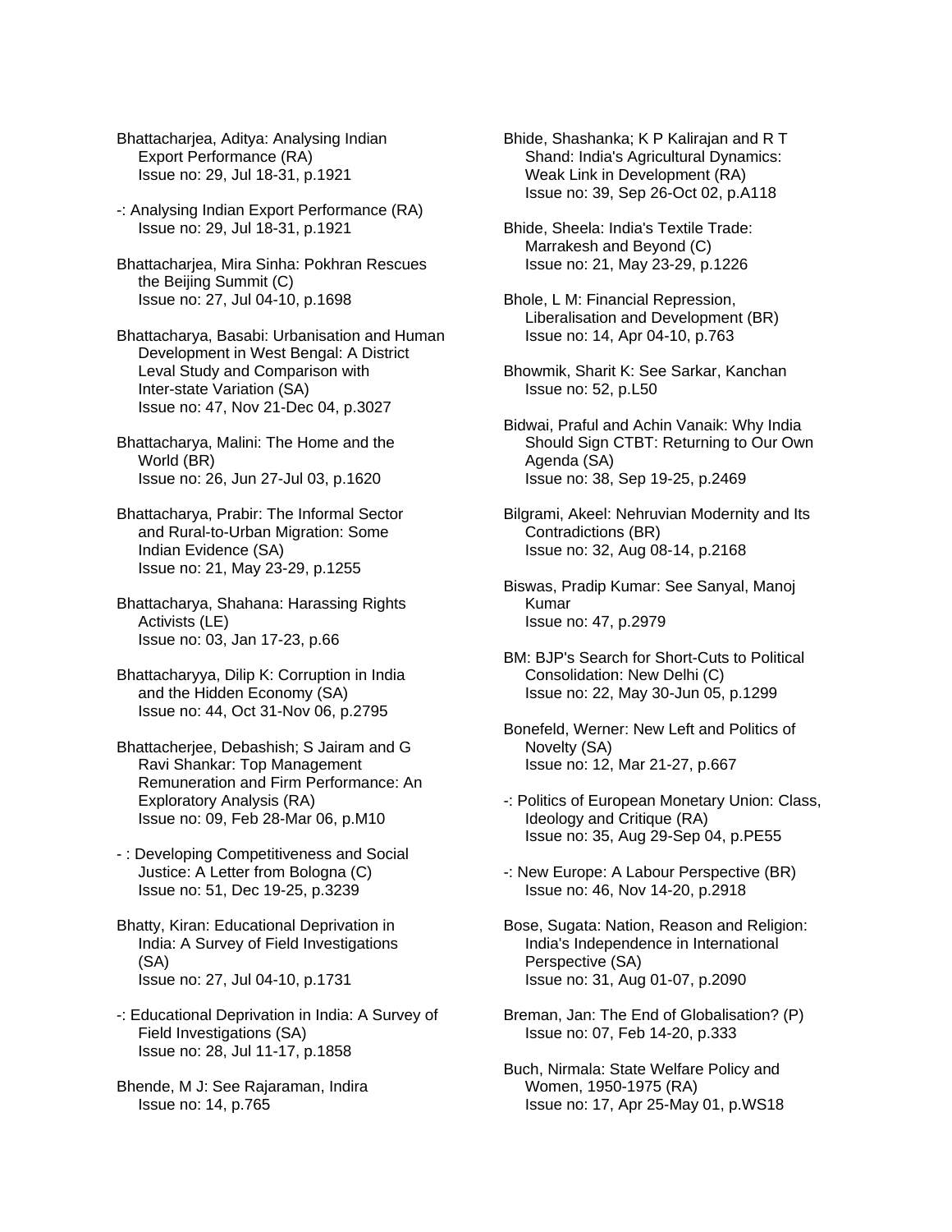Bhattacharjea, Aditya: Analysing Indian Export Performance (RA)
Issue no: 29, Jul 18-31, p.1921

-: Analysing Indian Export Performance (RA)
Issue no: 29, Jul 18-31, p.1921

Bhattacharjea, Mira Sinha: Pokhran Rescues the Beijing Summit (C)
Issue no: 27, Jul 04-10, p.1698

Bhattacharya, Basabi: Urbanisation and Human Development in West Bengal: A District Leval Study and Comparison with Inter-state Variation (SA)
Issue no: 47, Nov 21-Dec 04, p.3027

Bhattacharya, Malini: The Home and the World (BR)
Issue no: 26, Jun 27-Jul 03, p.1620

Bhattacharya, Prabir: The Informal Sector and Rural-to-Urban Migration: Some Indian Evidence (SA)
Issue no: 21, May 23-29, p.1255

Bhattacharya, Shahana: Harassing Rights Activists (LE)
Issue no: 03, Jan 17-23, p.66

Bhattacharyya, Dilip K: Corruption in India and the Hidden Economy (SA)
Issue no: 44, Oct 31-Nov 06, p.2795

Bhattacherjee, Debashish; S Jairam and G Ravi Shankar: Top Management Remuneration and Firm Performance: An Exploratory Analysis (RA)
Issue no: 09, Feb 28-Mar 06, p.M10

- : Developing Competitiveness and Social Justice: A Letter from Bologna (C)
Issue no: 51, Dec 19-25, p.3239

Bhatty, Kiran: Educational Deprivation in India: A Survey of Field Investigations (SA)
Issue no: 27, Jul 04-10, p.1731

-: Educational Deprivation in India: A Survey of Field Investigations (SA)
Issue no: 28, Jul 11-17, p.1858

Bhende, M J: See Rajaraman, Indira
Issue no: 14, p.765

Bhide, Shashanka; K P Kalirajan and R T Shand: India's Agricultural Dynamics: Weak Link in Development (RA)
Issue no: 39, Sep 26-Oct 02, p.A118

Bhide, Sheela: India's Textile Trade: Marrakesh and Beyond (C)
Issue no: 21, May 23-29, p.1226

Bhole, L M: Financial Repression, Liberalisation and Development (BR)
Issue no: 14, Apr 04-10, p.763

Bhowmik, Sharit K: See Sarkar, Kanchan
Issue no: 52, p.L50

Bidwai, Praful and Achin Vanaik: Why India Should Sign CTBT: Returning to Our Own Agenda (SA)
Issue no: 38, Sep 19-25, p.2469

Bilgrami, Akeel: Nehruvian Modernity and Its Contradictions (BR)
Issue no: 32, Aug 08-14, p.2168

Biswas, Pradip Kumar: See Sanyal, Manoj Kumar
Issue no: 47, p.2979

BM: BJP's Search for Short-Cuts to Political Consolidation: New Delhi (C)
Issue no: 22, May 30-Jun 05, p.1299

Bonefeld, Werner: New Left and Politics of Novelty (SA)
Issue no: 12, Mar 21-27, p.667

-: Politics of European Monetary Union: Class, Ideology and Critique (RA)
Issue no: 35, Aug 29-Sep 04, p.PE55

-: New Europe: A Labour Perspective (BR)
Issue no: 46, Nov 14-20, p.2918

Bose, Sugata: Nation, Reason and Religion: India's Independence in International Perspective (SA)
Issue no: 31, Aug 01-07, p.2090

Breman, Jan: The End of Globalisation? (P)
Issue no: 07, Feb 14-20, p.333

Buch, Nirmala: State Welfare Policy and Women, 1950-1975 (RA)
Issue no: 17, Apr 25-May 01, p.WS18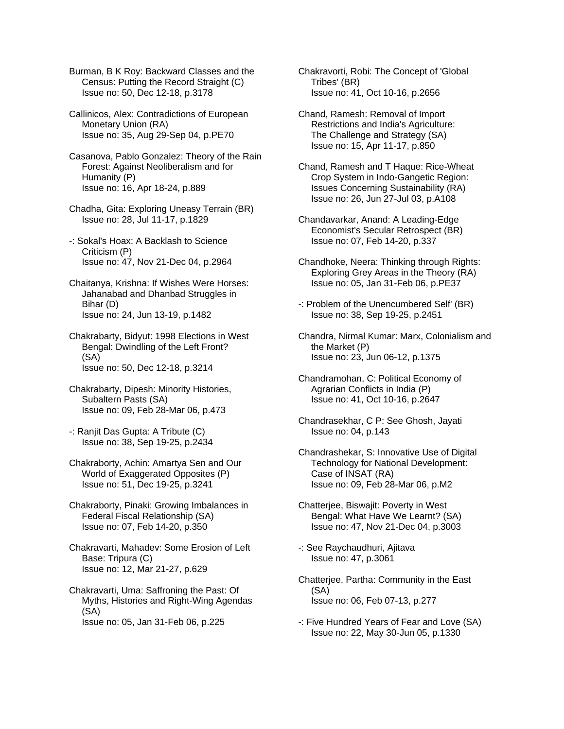Burman, B K Roy: Backward Classes and the Census: Putting the Record Straight (C)
Issue no: 50, Dec 12-18, p.3178

Callinicos, Alex: Contradictions of European Monetary Union (RA)
Issue no: 35, Aug 29-Sep 04, p.PE70

Casanova, Pablo Gonzalez: Theory of the Rain Forest: Against Neoliberalism and for Humanity (P)
Issue no: 16, Apr 18-24, p.889

Chadha, Gita: Exploring Uneasy Terrain (BR)
Issue no: 28, Jul 11-17, p.1829

-: Sokal's Hoax: A Backlash to Science Criticism (P)
Issue no: 47, Nov 21-Dec 04, p.2964

Chaitanya, Krishna: If Wishes Were Horses: Jahanabad and Dhanbad Struggles in Bihar (D)
Issue no: 24, Jun 13-19, p.1482

Chakrabarty, Bidyut: 1998 Elections in West Bengal: Dwindling of the Left Front? (SA)
Issue no: 50, Dec 12-18, p.3214

Chakrabarty, Dipesh: Minority Histories, Subaltern Pasts (SA)
Issue no: 09, Feb 28-Mar 06, p.473

-: Ranjit Das Gupta: A Tribute (C)
Issue no: 38, Sep 19-25, p.2434

Chakraborty, Achin: Amartya Sen and Our World of Exaggerated Opposites (P)
Issue no: 51, Dec 19-25, p.3241

Chakraborty, Pinaki: Growing Imbalances in Federal Fiscal Relationship (SA)
Issue no: 07, Feb 14-20, p.350

Chakravarti, Mahadev: Some Erosion of Left Base: Tripura (C)
Issue no: 12, Mar 21-27, p.629

Chakravarti, Uma: Saffroning the Past: Of Myths, Histories and Right-Wing Agendas (SA)
Issue no: 05, Jan 31-Feb 06, p.225

Chakravorti, Robi: The Concept of 'Global Tribes' (BR)
Issue no: 41, Oct 10-16, p.2656

Chand, Ramesh: Removal of Import Restrictions and India's Agriculture: The Challenge and Strategy (SA)
Issue no: 15, Apr 11-17, p.850

Chand, Ramesh and T Haque: Rice-Wheat Crop System in Indo-Gangetic Region: Issues Concerning Sustainability (RA)
Issue no: 26, Jun 27-Jul 03, p.A108

Chandavarkar, Anand: A Leading-Edge Economist's Secular Retrospect (BR)
Issue no: 07, Feb 14-20, p.337

Chandhoke, Neera: Thinking through Rights: Exploring Grey Areas in the Theory (RA)
Issue no: 05, Jan 31-Feb 06, p.PE37

-: Problem of the Unencumbered Self' (BR)
Issue no: 38, Sep 19-25, p.2451

Chandra, Nirmal Kumar: Marx, Colonialism and the Market (P)
Issue no: 23, Jun 06-12, p.1375

Chandramohan, C: Political Economy of Agrarian Conflicts in India (P)
Issue no: 41, Oct 10-16, p.2647

Chandrasekhar, C P: See Ghosh, Jayati
Issue no: 04, p.143

Chandrashekar, S: Innovative Use of Digital Technology for National Development: Case of INSAT (RA)
Issue no: 09, Feb 28-Mar 06, p.M2

Chatterjee, Biswajit: Poverty in West Bengal: What Have We Learnt? (SA)
Issue no: 47, Nov 21-Dec 04, p.3003

-: See Raychaudhuri, Ajitava
Issue no: 47, p.3061

Chatterjee, Partha: Community in the East (SA)
Issue no: 06, Feb 07-13, p.277

-: Five Hundred Years of Fear and Love (SA)
Issue no: 22, May 30-Jun 05, p.1330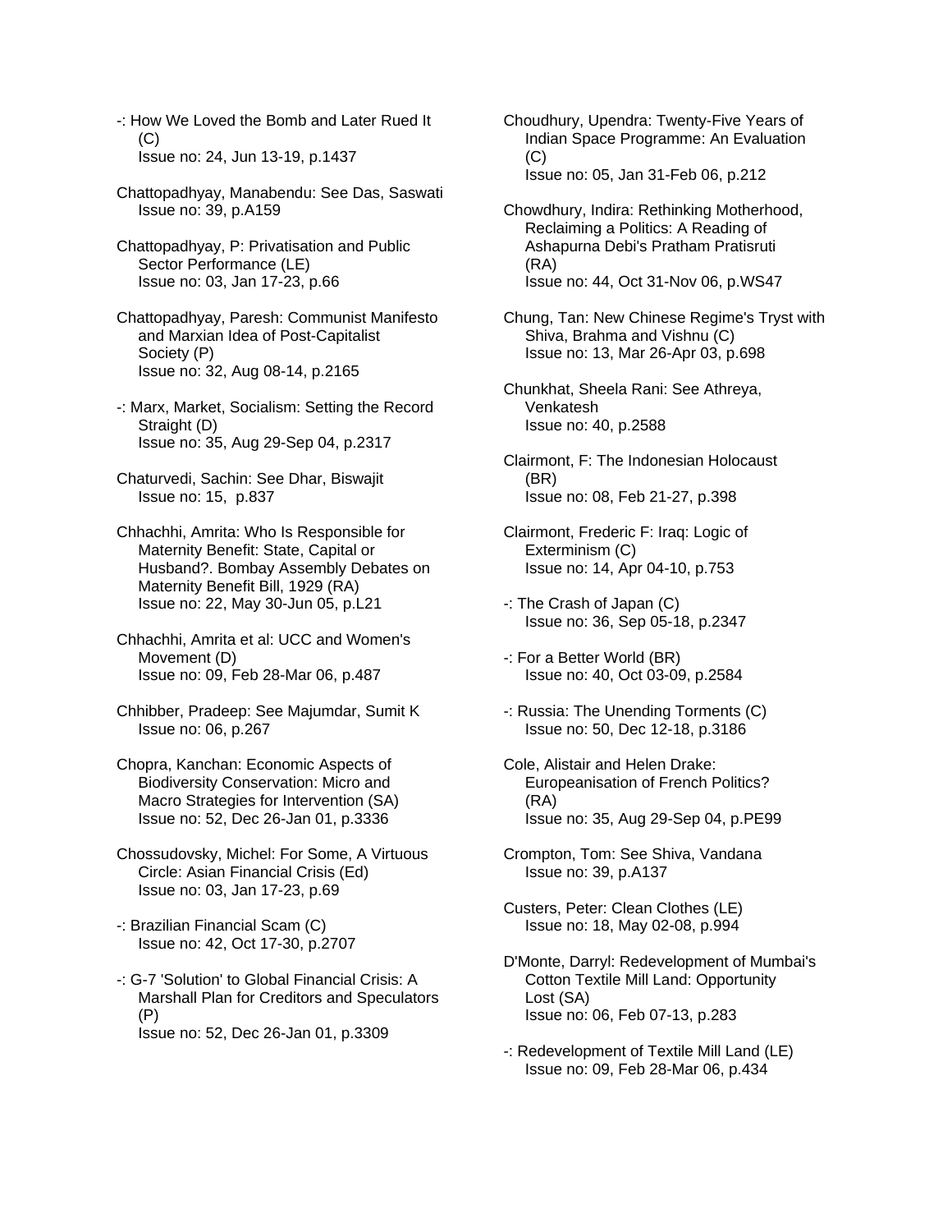-: How We Loved the Bomb and Later Rued It (C)
Issue no: 24, Jun 13-19, p.1437

Chattopadhyay, Manabendu: See Das, Saswati
Issue no: 39, p.A159

Chattopadhyay, P: Privatisation and Public Sector Performance (LE)
Issue no: 03, Jan 17-23, p.66

Chattopadhyay, Paresh: Communist Manifesto and Marxian Idea of Post-Capitalist Society (P)
Issue no: 32, Aug 08-14, p.2165

-: Marx, Market, Socialism: Setting the Record Straight (D)
Issue no: 35, Aug 29-Sep 04, p.2317

Chaturvedi, Sachin: See Dhar, Biswajit
Issue no: 15, p.837

Chhachhi, Amrita: Who Is Responsible for Maternity Benefit: State, Capital or Husband?. Bombay Assembly Debates on Maternity Benefit Bill, 1929 (RA)
Issue no: 22, May 30-Jun 05, p.L21

Chhachhi, Amrita et al: UCC and Women's Movement (D)
Issue no: 09, Feb 28-Mar 06, p.487

Chhibber, Pradeep: See Majumdar, Sumit K
Issue no: 06, p.267

Chopra, Kanchan: Economic Aspects of Biodiversity Conservation: Micro and Macro Strategies for Intervention (SA)
Issue no: 52, Dec 26-Jan 01, p.3336

Chossudovsky, Michel: For Some, A Virtuous Circle: Asian Financial Crisis (Ed)
Issue no: 03, Jan 17-23, p.69

-: Brazilian Financial Scam (C)
Issue no: 42, Oct 17-30, p.2707

-: G-7 'Solution' to Global Financial Crisis: A Marshall Plan for Creditors and Speculators (P)
Issue no: 52, Dec 26-Jan 01, p.3309

Choudhury, Upendra: Twenty-Five Years of Indian Space Programme: An Evaluation (C)
Issue no: 05, Jan 31-Feb 06, p.212

Chowdhury, Indira: Rethinking Motherhood, Reclaiming a Politics: A Reading of Ashapurna Debi's Pratham Pratisruti (RA)
Issue no: 44, Oct 31-Nov 06, p.WS47

Chung, Tan: New Chinese Regime's Tryst with Shiva, Brahma and Vishnu (C)
Issue no: 13, Mar 26-Apr 03, p.698

Chunkhat, Sheela Rani: See Athreya, Venkatesh
Issue no: 40, p.2588

Clairmont, F: The Indonesian Holocaust (BR)
Issue no: 08, Feb 21-27, p.398

Clairmont, Frederic F: Iraq: Logic of Exterminism (C)
Issue no: 14, Apr 04-10, p.753

-: The Crash of Japan (C)
Issue no: 36, Sep 05-18, p.2347

-: For a Better World (BR)
Issue no: 40, Oct 03-09, p.2584

-: Russia: The Unending Torments (C)
Issue no: 50, Dec 12-18, p.3186

Cole, Alistair and Helen Drake: Europeanisation of French Politics? (RA)
Issue no: 35, Aug 29-Sep 04, p.PE99

Crompton, Tom: See Shiva, Vandana
Issue no: 39, p.A137

Custers, Peter: Clean Clothes (LE)
Issue no: 18, May 02-08, p.994

D'Monte, Darryl: Redevelopment of Mumbai's Cotton Textile Mill Land: Opportunity Lost (SA)
Issue no: 06, Feb 07-13, p.283

-: Redevelopment of Textile Mill Land (LE)
Issue no: 09, Feb 28-Mar 06, p.434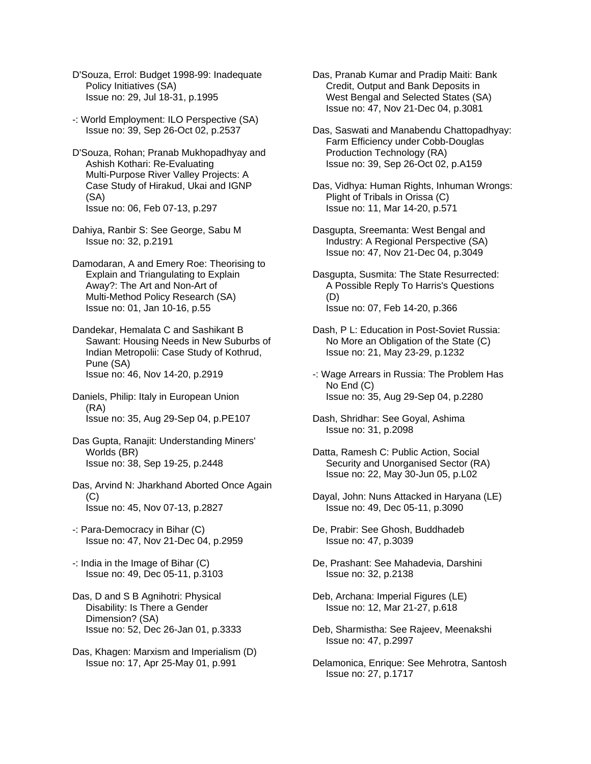D'Souza, Errol: Budget 1998-99: Inadequate Policy Initiatives (SA)
Issue no: 29, Jul 18-31, p.1995

-: World Employment: ILO Perspective (SA)
Issue no: 39, Sep 26-Oct 02, p.2537

D'Souza, Rohan; Pranab Mukhopadhyay and Ashish Kothari: Re-Evaluating Multi-Purpose River Valley Projects: A Case Study of Hirakud, Ukai and IGNP (SA)
Issue no: 06, Feb 07-13, p.297

Dahiya, Ranbir S: See George, Sabu M
Issue no: 32, p.2191

Damodaran, A and Emery Roe: Theorising to Explain and Triangulating to Explain Away?: The Art and Non-Art of Multi-Method Policy Research (SA)
Issue no: 01, Jan 10-16, p.55

Dandekar, Hemalata C and Sashikant B Sawant: Housing Needs in New Suburbs of Indian Metropolii: Case Study of Kothrud, Pune (SA)
Issue no: 46, Nov 14-20, p.2919

Daniels, Philip: Italy in European Union (RA)
Issue no: 35, Aug 29-Sep 04, p.PE107

Das Gupta, Ranajit: Understanding Miners' Worlds (BR)
Issue no: 38, Sep 19-25, p.2448

Das, Arvind N: Jharkhand Aborted Once Again (C)
Issue no: 45, Nov 07-13, p.2827

-: Para-Democracy in Bihar (C)
Issue no: 47, Nov 21-Dec 04, p.2959

-: India in the Image of Bihar (C)
Issue no: 49, Dec 05-11, p.3103

Das, D and S B Agnihotri: Physical Disability: Is There a Gender Dimension? (SA)
Issue no: 52, Dec 26-Jan 01, p.3333

Das, Khagen: Marxism and Imperialism (D)
Issue no: 17, Apr 25-May 01, p.991

Das, Pranab Kumar and Pradip Maiti: Bank Credit, Output and Bank Deposits in West Bengal and Selected States (SA)
Issue no: 47, Nov 21-Dec 04, p.3081

Das, Saswati and Manabendu Chattopadhyay: Farm Efficiency under Cobb-Douglas Production Technology (RA)
Issue no: 39, Sep 26-Oct 02, p.A159

Das, Vidhya: Human Rights, Inhuman Wrongs: Plight of Tribals in Orissa (C)
Issue no: 11, Mar 14-20, p.571

Dasgupta, Sreemanta: West Bengal and Industry: A Regional Perspective (SA)
Issue no: 47, Nov 21-Dec 04, p.3049

Dasgupta, Susmita: The State Resurrected: A Possible Reply To Harris's Questions (D)
Issue no: 07, Feb 14-20, p.366

Dash, P L: Education in Post-Soviet Russia: No More an Obligation of the State (C)
Issue no: 21, May 23-29, p.1232

-: Wage Arrears in Russia: The Problem Has No End (C)
Issue no: 35, Aug 29-Sep 04, p.2280

Dash, Shridhar: See Goyal, Ashima
Issue no: 31, p.2098

Datta, Ramesh C: Public Action, Social Security and Unorganised Sector (RA)
Issue no: 22, May 30-Jun 05, p.L02

Dayal, John: Nuns Attacked in Haryana (LE)
Issue no: 49, Dec 05-11, p.3090

De, Prabir: See Ghosh, Buddhadeb
Issue no: 47, p.3039

De, Prashant: See Mahadevia, Darshini
Issue no: 32, p.2138

Deb, Archana: Imperial Figures (LE)
Issue no: 12, Mar 21-27, p.618

Deb, Sharmistha: See Rajeev, Meenakshi
Issue no: 47, p.2997

Delamonica, Enrique: See Mehrotra, Santosh
Issue no: 27, p.1717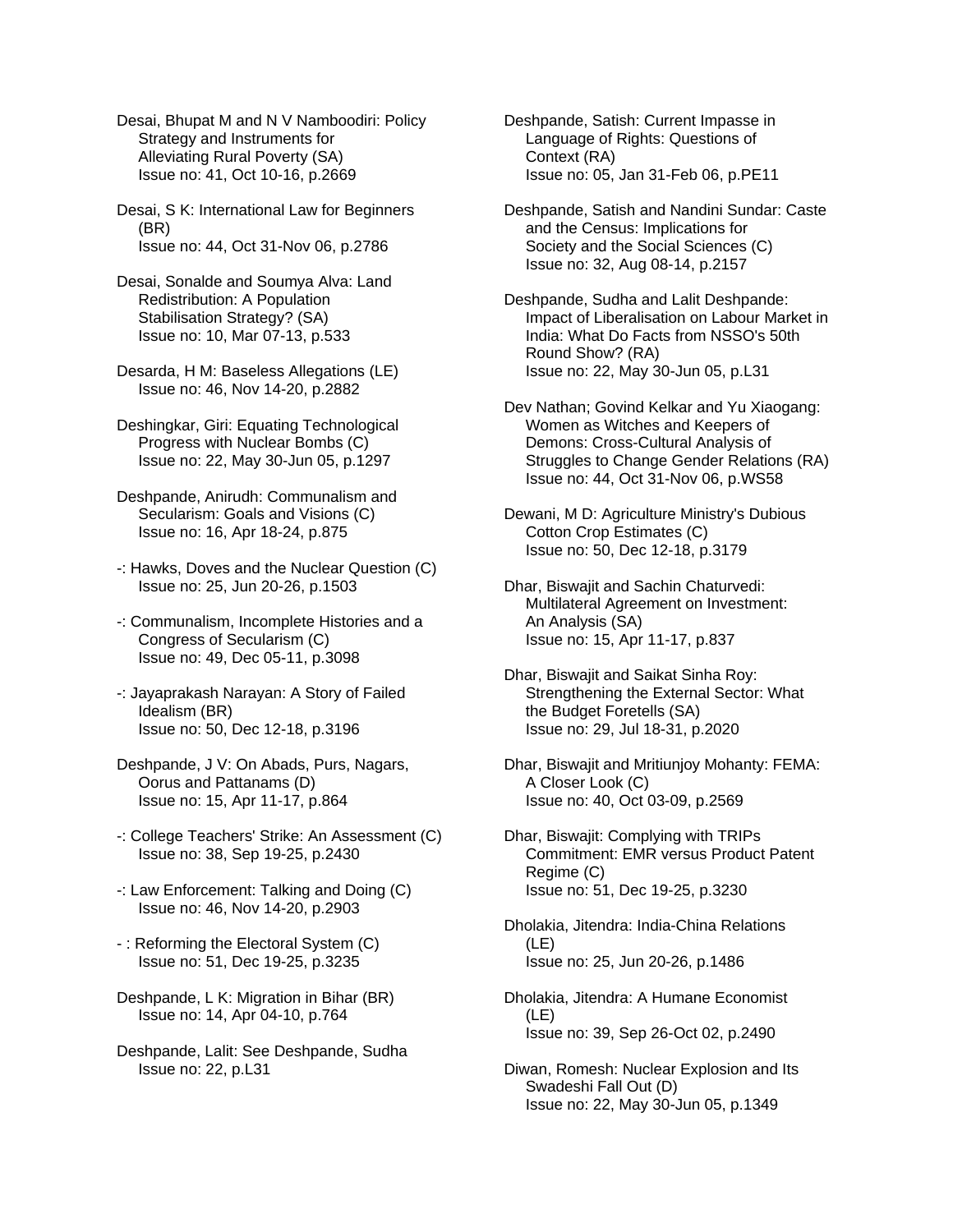Desai, Bhupat M and N V Namboodiri: Policy Strategy and Instruments for Alleviating Rural Poverty (SA)
Issue no: 41, Oct 10-16, p.2669

Desai, S K: International Law for Beginners (BR)
Issue no: 44, Oct 31-Nov 06, p.2786

Desai, Sonalde and Soumya Alva: Land Redistribution: A Population Stabilisation Strategy? (SA)
Issue no: 10, Mar 07-13, p.533

Desarda, H M: Baseless Allegations (LE)
Issue no: 46, Nov 14-20, p.2882

Deshingkar, Giri: Equating Technological Progress with Nuclear Bombs (C)
Issue no: 22, May 30-Jun 05, p.1297

Deshpande, Anirudh: Communalism and Secularism: Goals and Visions (C)
Issue no: 16, Apr 18-24, p.875

-: Hawks, Doves and the Nuclear Question (C)
Issue no: 25, Jun 20-26, p.1503

-: Communalism, Incomplete Histories and a Congress of Secularism (C)
Issue no: 49, Dec 05-11, p.3098

-: Jayaprakash Narayan: A Story of Failed Idealism (BR)
Issue no: 50, Dec 12-18, p.3196

Deshpande, J V: On Abads, Purs, Nagars, Oorus and Pattanams (D)
Issue no: 15, Apr 11-17, p.864

-: College Teachers' Strike: An Assessment (C)
Issue no: 38, Sep 19-25, p.2430

-: Law Enforcement: Talking and Doing (C)
Issue no: 46, Nov 14-20, p.2903

- : Reforming the Electoral System (C)
Issue no: 51, Dec 19-25, p.3235

Deshpande, L K: Migration in Bihar (BR)
Issue no: 14, Apr 04-10, p.764

Deshpande, Lalit: See Deshpande, Sudha
Issue no: 22, p.L31

Deshpande, Satish: Current Impasse in Language of Rights: Questions of Context (RA)
Issue no: 05, Jan 31-Feb 06, p.PE11

Deshpande, Satish and Nandini Sundar: Caste and the Census: Implications for Society and the Social Sciences (C)
Issue no: 32, Aug 08-14, p.2157

Deshpande, Sudha and Lalit Deshpande: Impact of Liberalisation on Labour Market in India: What Do Facts from NSSO's 50th Round Show? (RA)
Issue no: 22, May 30-Jun 05, p.L31

Dev Nathan; Govind Kelkar and Yu Xiaogang: Women as Witches and Keepers of Demons: Cross-Cultural Analysis of Struggles to Change Gender Relations (RA)
Issue no: 44, Oct 31-Nov 06, p.WS58

Dewani, M D: Agriculture Ministry's Dubious Cotton Crop Estimates (C)
Issue no: 50, Dec 12-18, p.3179

Dhar, Biswajit and Sachin Chaturvedi: Multilateral Agreement on Investment: An Analysis (SA)
Issue no: 15, Apr 11-17, p.837

Dhar, Biswajit and Saikat Sinha Roy: Strengthening the External Sector: What the Budget Foretells (SA)
Issue no: 29, Jul 18-31, p.2020

Dhar, Biswajit and Mritiunjoy Mohanty: FEMA: A Closer Look (C)
Issue no: 40, Oct 03-09, p.2569

Dhar, Biswajit: Complying with TRIPs Commitment: EMR versus Product Patent Regime (C)
Issue no: 51, Dec 19-25, p.3230

Dholakia, Jitendra: India-China Relations (LE)
Issue no: 25, Jun 20-26, p.1486

Dholakia, Jitendra: A Humane Economist (LE)
Issue no: 39, Sep 26-Oct 02, p.2490

Diwan, Romesh: Nuclear Explosion and Its Swadeshi Fall Out (D)
Issue no: 22, May 30-Jun 05, p.1349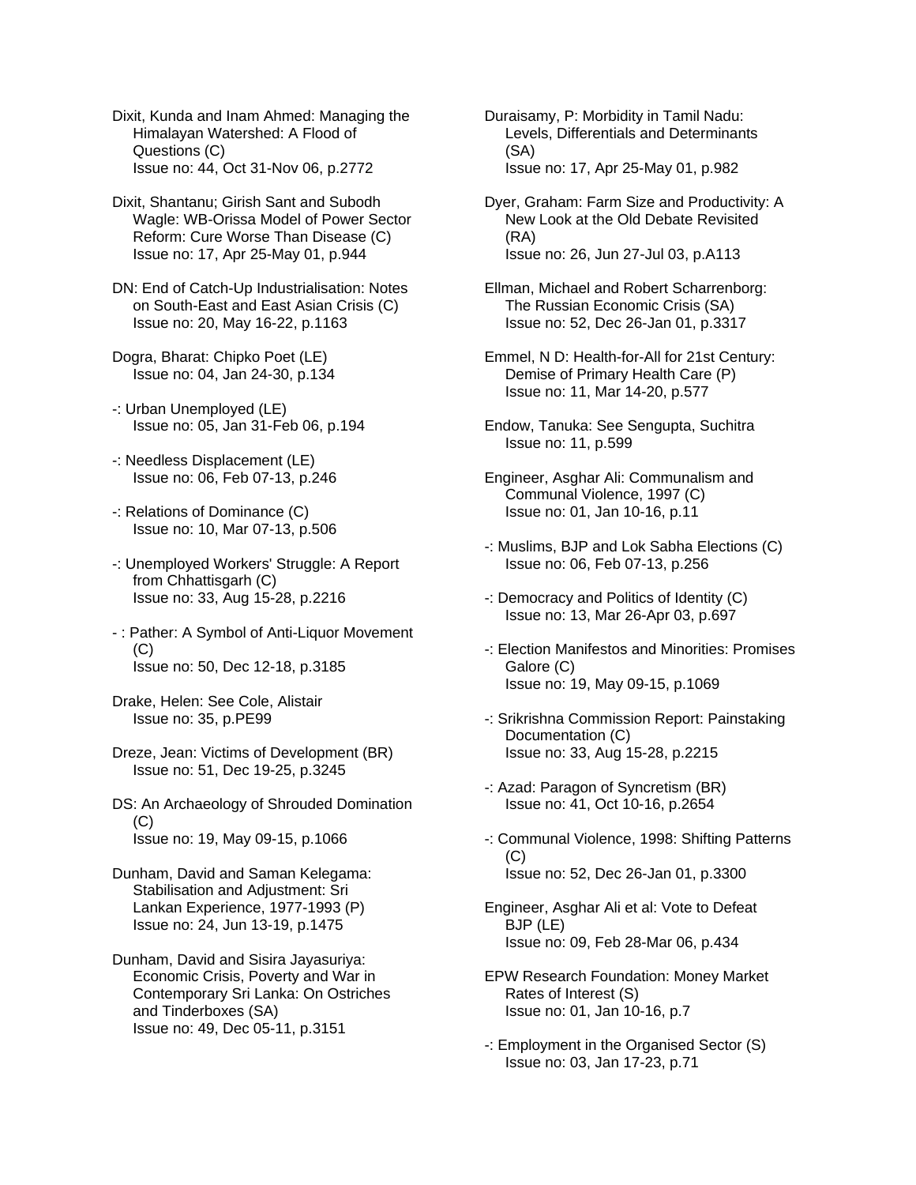Dixit, Kunda and Inam Ahmed: Managing the Himalayan Watershed: A Flood of Questions (C)
Issue no: 44, Oct 31-Nov 06, p.2772

Dixit, Shantanu; Girish Sant and Subodh Wagle: WB-Orissa Model of Power Sector Reform: Cure Worse Than Disease (C)
Issue no: 17, Apr 25-May 01, p.944

DN: End of Catch-Up Industrialisation: Notes on South-East and East Asian Crisis (C)
Issue no: 20, May 16-22, p.1163

Dogra, Bharat: Chipko Poet (LE)
Issue no: 04, Jan 24-30, p.134

-: Urban Unemployed (LE)
Issue no: 05, Jan 31-Feb 06, p.194

-: Needless Displacement (LE)
Issue no: 06, Feb 07-13, p.246

-: Relations of Dominance (C)
Issue no: 10, Mar 07-13, p.506

-: Unemployed Workers' Struggle: A Report from Chhattisgarh (C)
Issue no: 33, Aug 15-28, p.2216

- : Pather: A Symbol of Anti-Liquor Movement (C)
Issue no: 50, Dec 12-18, p.3185

Drake, Helen: See Cole, Alistair
Issue no: 35, p.PE99

Dreze, Jean: Victims of Development (BR)
Issue no: 51, Dec 19-25, p.3245

DS: An Archaeology of Shrouded Domination (C)
Issue no: 19, May 09-15, p.1066

Dunham, David and Saman Kelegama: Stabilisation and Adjustment: Sri Lankan Experience, 1977-1993 (P)
Issue no: 24, Jun 13-19, p.1475

Dunham, David and Sisira Jayasuriya: Economic Crisis, Poverty and War in Contemporary Sri Lanka: On Ostriches and Tinderboxes (SA)
Issue no: 49, Dec 05-11, p.3151

Duraisamy, P: Morbidity in Tamil Nadu: Levels, Differentials and Determinants (SA)
Issue no: 17, Apr 25-May 01, p.982

Dyer, Graham: Farm Size and Productivity: A New Look at the Old Debate Revisited (RA)
Issue no: 26, Jun 27-Jul 03, p.A113

Ellman, Michael and Robert Scharrenborg: The Russian Economic Crisis (SA)
Issue no: 52, Dec 26-Jan 01, p.3317

Emmel, N D: Health-for-All for 21st Century: Demise of Primary Health Care (P)
Issue no: 11, Mar 14-20, p.577

Endow, Tanuka: See Sengupta, Suchitra
Issue no: 11, p.599

Engineer, Asghar Ali: Communalism and Communal Violence, 1997 (C)
Issue no: 01, Jan 10-16, p.11

-: Muslims, BJP and Lok Sabha Elections (C)
Issue no: 06, Feb 07-13, p.256

-: Democracy and Politics of Identity (C)
Issue no: 13, Mar 26-Apr 03, p.697

-: Election Manifestos and Minorities: Promises Galore (C)
Issue no: 19, May 09-15, p.1069

-: Srikrishna Commission Report: Painstaking Documentation (C)
Issue no: 33, Aug 15-28, p.2215

-: Azad: Paragon of Syncretism (BR)
Issue no: 41, Oct 10-16, p.2654

-: Communal Violence, 1998: Shifting Patterns (C)
Issue no: 52, Dec 26-Jan 01, p.3300

Engineer, Asghar Ali et al: Vote to Defeat BJP (LE)
Issue no: 09, Feb 28-Mar 06, p.434

EPW Research Foundation: Money Market Rates of Interest (S)
Issue no: 01, Jan 10-16, p.7

-: Employment in the Organised Sector (S)
Issue no: 03, Jan 17-23, p.71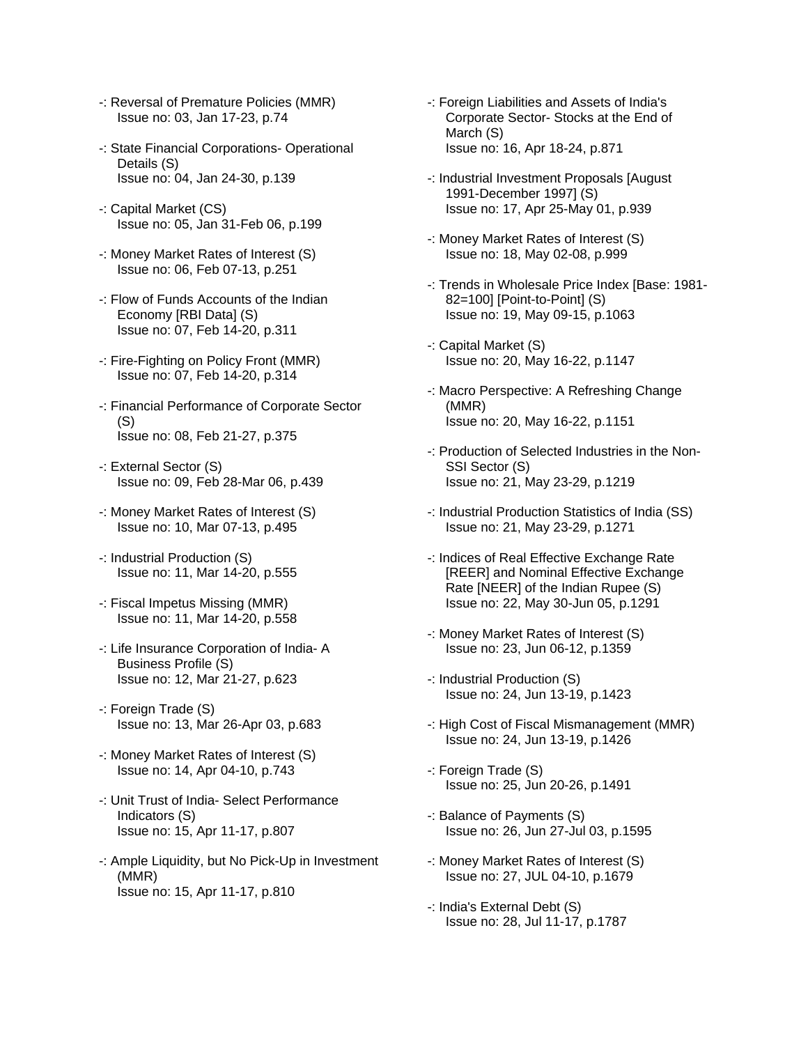-: Reversal of Premature Policies (MMR)
Issue no: 03, Jan 17-23, p.74

-: State Financial Corporations- Operational Details (S)
Issue no: 04, Jan 24-30, p.139

-: Capital Market (CS)
Issue no: 05, Jan 31-Feb 06, p.199

-: Money Market Rates of Interest (S)
Issue no: 06, Feb 07-13, p.251

-: Flow of Funds Accounts of the Indian Economy [RBI Data] (S)
Issue no: 07, Feb 14-20, p.311

-: Fire-Fighting on Policy Front (MMR)
Issue no: 07, Feb 14-20, p.314

-: Financial Performance of Corporate Sector (S)
Issue no: 08, Feb 21-27, p.375

-: External Sector (S)
Issue no: 09, Feb 28-Mar 06, p.439

-: Money Market Rates of Interest (S)
Issue no: 10, Mar 07-13, p.495

-: Industrial Production (S)
Issue no: 11, Mar 14-20, p.555

-: Fiscal Impetus Missing (MMR)
Issue no: 11, Mar 14-20, p.558

-: Life Insurance Corporation of India- A Business Profile (S)
Issue no: 12, Mar 21-27, p.623

-: Foreign Trade (S)
Issue no: 13, Mar 26-Apr 03, p.683

-: Money Market Rates of Interest (S)
Issue no: 14, Apr 04-10, p.743

-: Unit Trust of India- Select Performance Indicators (S)
Issue no: 15, Apr 11-17, p.807

-: Ample Liquidity, but No Pick-Up in Investment (MMR)
Issue no: 15, Apr 11-17, p.810

-: Foreign Liabilities and Assets of India's Corporate Sector- Stocks at the End of March (S)
Issue no: 16, Apr 18-24, p.871

-: Industrial Investment Proposals [August 1991-December 1997] (S)
Issue no: 17, Apr 25-May 01, p.939

-: Money Market Rates of Interest (S)
Issue no: 18, May 02-08, p.999

-: Trends in Wholesale Price Index [Base: 1981-82=100] [Point-to-Point] (S)
Issue no: 19, May 09-15, p.1063

-: Capital Market (S)
Issue no: 20, May 16-22, p.1147

-: Macro Perspective: A Refreshing Change (MMR)
Issue no: 20, May 16-22, p.1151

-: Production of Selected Industries in the Non-SSI Sector (S)
Issue no: 21, May 23-29, p.1219

-: Industrial Production Statistics of India (SS)
Issue no: 21, May 23-29, p.1271

-: Indices of Real Effective Exchange Rate [REER] and Nominal Effective Exchange Rate [NEER] of the Indian Rupee (S)
Issue no: 22, May 30-Jun 05, p.1291

-: Money Market Rates of Interest (S)
Issue no: 23, Jun 06-12, p.1359

-: Industrial Production (S)
Issue no: 24, Jun 13-19, p.1423

-: High Cost of Fiscal Mismanagement (MMR)
Issue no: 24, Jun 13-19, p.1426

-: Foreign Trade (S)
Issue no: 25, Jun 20-26, p.1491

-: Balance of Payments (S)
Issue no: 26, Jun 27-Jul 03, p.1595

-: Money Market Rates of Interest (S)
Issue no: 27, JUL 04-10, p.1679

-: India's External Debt (S)
Issue no: 28, Jul 11-17, p.1787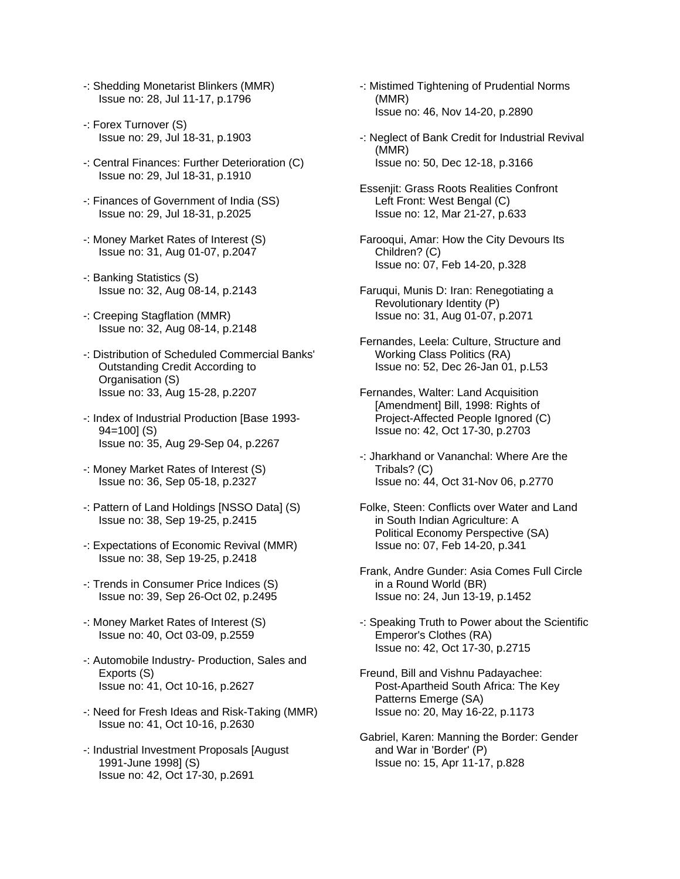-: Shedding Monetarist Blinkers (MMR)
Issue no: 28, Jul 11-17, p.1796

-: Forex Turnover (S)
Issue no: 29, Jul 18-31, p.1903

-: Central Finances: Further Deterioration (C)
Issue no: 29, Jul 18-31, p.1910

-: Finances of Government of India (SS)
Issue no: 29, Jul 18-31, p.2025

-: Money Market Rates of Interest (S)
Issue no: 31, Aug 01-07, p.2047

-: Banking Statistics (S)
Issue no: 32, Aug 08-14, p.2143

-: Creeping Stagflation (MMR)
Issue no: 32, Aug 08-14, p.2148

-: Distribution of Scheduled Commercial Banks' Outstanding Credit According to Organisation (S)
Issue no: 33, Aug 15-28, p.2207

-: Index of Industrial Production [Base 1993-94=100] (S)
Issue no: 35, Aug 29-Sep 04, p.2267

-: Money Market Rates of Interest (S)
Issue no: 36, Sep 05-18, p.2327

-: Pattern of Land Holdings [NSSO Data] (S)
Issue no: 38, Sep 19-25, p.2415

-: Expectations of Economic Revival (MMR)
Issue no: 38, Sep 19-25, p.2418

-: Trends in Consumer Price Indices (S)
Issue no: 39, Sep 26-Oct 02, p.2495

-: Money Market Rates of Interest (S)
Issue no: 40, Oct 03-09, p.2559

-: Automobile Industry- Production, Sales and Exports (S)
Issue no: 41, Oct 10-16, p.2627

-: Need for Fresh Ideas and Risk-Taking (MMR)
Issue no: 41, Oct 10-16, p.2630

-: Industrial Investment Proposals [August 1991-June 1998] (S)
Issue no: 42, Oct 17-30, p.2691

-: Mistimed Tightening of Prudential Norms (MMR)
Issue no: 46, Nov 14-20, p.2890

-: Neglect of Bank Credit for Industrial Revival (MMR)
Issue no: 50, Dec 12-18, p.3166

Essenjit: Grass Roots Realities Confront Left Front: West Bengal (C)
Issue no: 12, Mar 21-27, p.633

Farooqui, Amar: How the City Devours Its Children? (C)
Issue no: 07, Feb 14-20, p.328

Faruqui, Munis D: Iran: Renegotiating a Revolutionary Identity (P)
Issue no: 31, Aug 01-07, p.2071

Fernandes, Leela: Culture, Structure and Working Class Politics (RA)
Issue no: 52, Dec 26-Jan 01, p.L53

Fernandes, Walter: Land Acquisition [Amendment] Bill, 1998: Rights of Project-Affected People Ignored (C)
Issue no: 42, Oct 17-30, p.2703

-: Jharkhand or Vananchal: Where Are the Tribals? (C)
Issue no: 44, Oct 31-Nov 06, p.2770

Folke, Steen: Conflicts over Water and Land in South Indian Agriculture: A Political Economy Perspective (SA)
Issue no: 07, Feb 14-20, p.341

Frank, Andre Gunder: Asia Comes Full Circle in a Round World (BR)
Issue no: 24, Jun 13-19, p.1452

-: Speaking Truth to Power about the Scientific Emperor's Clothes (RA)
Issue no: 42, Oct 17-30, p.2715

Freund, Bill and Vishnu Padayachee: Post-Apartheid South Africa: The Key Patterns Emerge (SA)
Issue no: 20, May 16-22, p.1173

Gabriel, Karen: Manning the Border: Gender and War in 'Border' (P)
Issue no: 15, Apr 11-17, p.828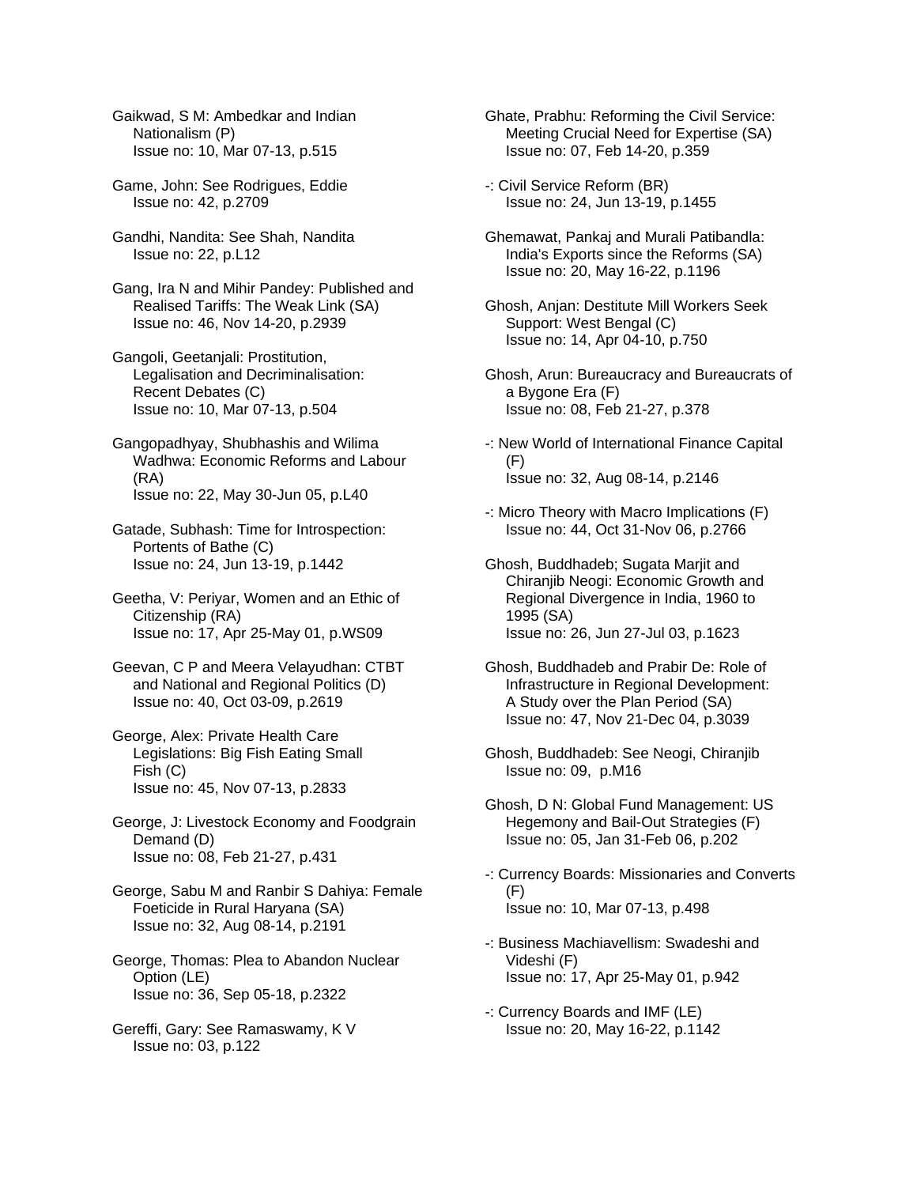Gaikwad, S M: Ambedkar and Indian Nationalism (P)
Issue no: 10, Mar 07-13, p.515

Game, John: See Rodrigues, Eddie
Issue no: 42, p.2709

Gandhi, Nandita: See Shah, Nandita
Issue no: 22, p.L12

Gang, Ira N and Mihir Pandey: Published and Realised Tariffs: The Weak Link (SA)
Issue no: 46, Nov 14-20, p.2939

Gangoli, Geetanjali: Prostitution, Legalisation and Decriminalisation: Recent Debates (C)
Issue no: 10, Mar 07-13, p.504

Gangopadhyay, Shubhashis and Wilima Wadhwa: Economic Reforms and Labour (RA)
Issue no: 22, May 30-Jun 05, p.L40

Gatade, Subhash: Time for Introspection: Portents of Bathe (C)
Issue no: 24, Jun 13-19, p.1442

Geetha, V: Periyar, Women and an Ethic of Citizenship (RA)
Issue no: 17, Apr 25-May 01, p.WS09

Geevan, C P and Meera Velayudhan: CTBT and National and Regional Politics (D)
Issue no: 40, Oct 03-09, p.2619

George, Alex: Private Health Care Legislations: Big Fish Eating Small Fish (C)
Issue no: 45, Nov 07-13, p.2833

George, J: Livestock Economy and Foodgrain Demand (D)
Issue no: 08, Feb 21-27, p.431

George, Sabu M and Ranbir S Dahiya: Female Foeticide in Rural Haryana (SA)
Issue no: 32, Aug 08-14, p.2191

George, Thomas: Plea to Abandon Nuclear Option (LE)
Issue no: 36, Sep 05-18, p.2322

Gereffi, Gary: See Ramaswamy, K V
Issue no: 03, p.122

Ghate, Prabhu: Reforming the Civil Service: Meeting Crucial Need for Expertise (SA)
Issue no: 07, Feb 14-20, p.359

-: Civil Service Reform (BR)
Issue no: 24, Jun 13-19, p.1455

Ghemawat, Pankaj and Murali Patibandla: India's Exports since the Reforms (SA)
Issue no: 20, May 16-22, p.1196

Ghosh, Anjan: Destitute Mill Workers Seek Support: West Bengal (C)
Issue no: 14, Apr 04-10, p.750

Ghosh, Arun: Bureaucracy and Bureaucrats of a Bygone Era (F)
Issue no: 08, Feb 21-27, p.378

-: New World of International Finance Capital (F)
Issue no: 32, Aug 08-14, p.2146

-: Micro Theory with Macro Implications (F)
Issue no: 44, Oct 31-Nov 06, p.2766

Ghosh, Buddhadeb; Sugata Marjit and Chiranjib Neogi: Economic Growth and Regional Divergence in India, 1960 to 1995 (SA)
Issue no: 26, Jun 27-Jul 03, p.1623

Ghosh, Buddhadeb and Prabir De: Role of Infrastructure in Regional Development: A Study over the Plan Period (SA)
Issue no: 47, Nov 21-Dec 04, p.3039

Ghosh, Buddhadeb: See Neogi, Chiranjib
Issue no: 09, p.M16

Ghosh, D N: Global Fund Management: US Hegemony and Bail-Out Strategies (F)
Issue no: 05, Jan 31-Feb 06, p.202

-: Currency Boards: Missionaries and Converts (F)
Issue no: 10, Mar 07-13, p.498

-: Business Machiavellism: Swadeshi and Videshi (F)
Issue no: 17, Apr 25-May 01, p.942

-: Currency Boards and IMF (LE)
Issue no: 20, May 16-22, p.1142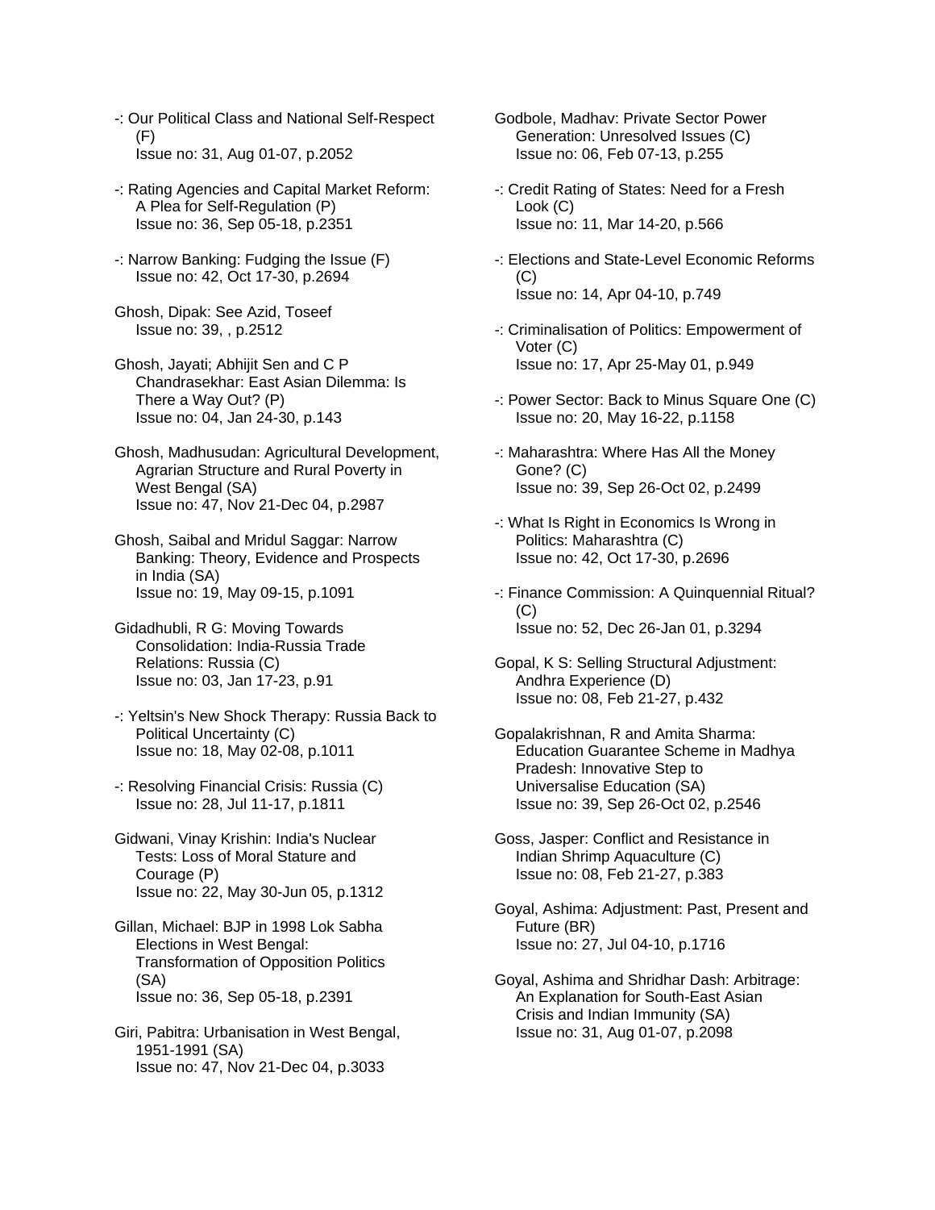-: Our Political Class and National Self-Respect (F)
Issue no: 31, Aug 01-07, p.2052

-: Rating Agencies and Capital Market Reform: A Plea for Self-Regulation (P)
Issue no: 36, Sep 05-18, p.2351

-: Narrow Banking: Fudging the Issue (F)
Issue no: 42, Oct 17-30, p.2694

Ghosh, Dipak: See Azid, Toseef
Issue no: 39, , p.2512

Ghosh, Jayati; Abhijit Sen and C P Chandrasekhar: East Asian Dilemma: Is There a Way Out? (P)
Issue no: 04, Jan 24-30, p.143

Ghosh, Madhusudan: Agricultural Development, Agrarian Structure and Rural Poverty in West Bengal (SA)
Issue no: 47, Nov 21-Dec 04, p.2987

Ghosh, Saibal and Mridul Saggar: Narrow Banking: Theory, Evidence and Prospects in India (SA)
Issue no: 19, May 09-15, p.1091

Gidadhubli, R G: Moving Towards Consolidation: India-Russia Trade Relations: Russia (C)
Issue no: 03, Jan 17-23, p.91

-: Yeltsin's New Shock Therapy: Russia Back to Political Uncertainty (C)
Issue no: 18, May 02-08, p.1011

-: Resolving Financial Crisis: Russia (C)
Issue no: 28, Jul 11-17, p.1811

Gidwani, Vinay Krishin: India's Nuclear Tests: Loss of Moral Stature and Courage (P)
Issue no: 22, May 30-Jun 05, p.1312

Gillan, Michael: BJP in 1998 Lok Sabha Elections in West Bengal: Transformation of Opposition Politics (SA)
Issue no: 36, Sep 05-18, p.2391

Giri, Pabitra: Urbanisation in West Bengal, 1951-1991 (SA)
Issue no: 47, Nov 21-Dec 04, p.3033

Godbole, Madhav: Private Sector Power Generation: Unresolved Issues (C)
Issue no: 06, Feb 07-13, p.255

-: Credit Rating of States: Need for a Fresh Look (C)
Issue no: 11, Mar 14-20, p.566

-: Elections and State-Level Economic Reforms (C)
Issue no: 14, Apr 04-10, p.749

-: Criminalisation of Politics: Empowerment of Voter (C)
Issue no: 17, Apr 25-May 01, p.949

-: Power Sector: Back to Minus Square One (C)
Issue no: 20, May 16-22, p.1158

-: Maharashtra: Where Has All the Money Gone? (C)
Issue no: 39, Sep 26-Oct 02, p.2499

-: What Is Right in Economics Is Wrong in Politics: Maharashtra (C)
Issue no: 42, Oct 17-30, p.2696

-: Finance Commission: A Quinquennial Ritual? (C)
Issue no: 52, Dec 26-Jan 01, p.3294

Gopal, K S: Selling Structural Adjustment: Andhra Experience (D)
Issue no: 08, Feb 21-27, p.432

Gopalakrishnan, R and Amita Sharma: Education Guarantee Scheme in Madhya Pradesh: Innovative Step to Universalise Education (SA)
Issue no: 39, Sep 26-Oct 02, p.2546

Goss, Jasper: Conflict and Resistance in Indian Shrimp Aquaculture (C)
Issue no: 08, Feb 21-27, p.383

Goyal, Ashima: Adjustment: Past, Present and Future (BR)
Issue no: 27, Jul 04-10, p.1716

Goyal, Ashima and Shridhar Dash: Arbitrage: An Explanation for South-East Asian Crisis and Indian Immunity (SA)
Issue no: 31, Aug 01-07, p.2098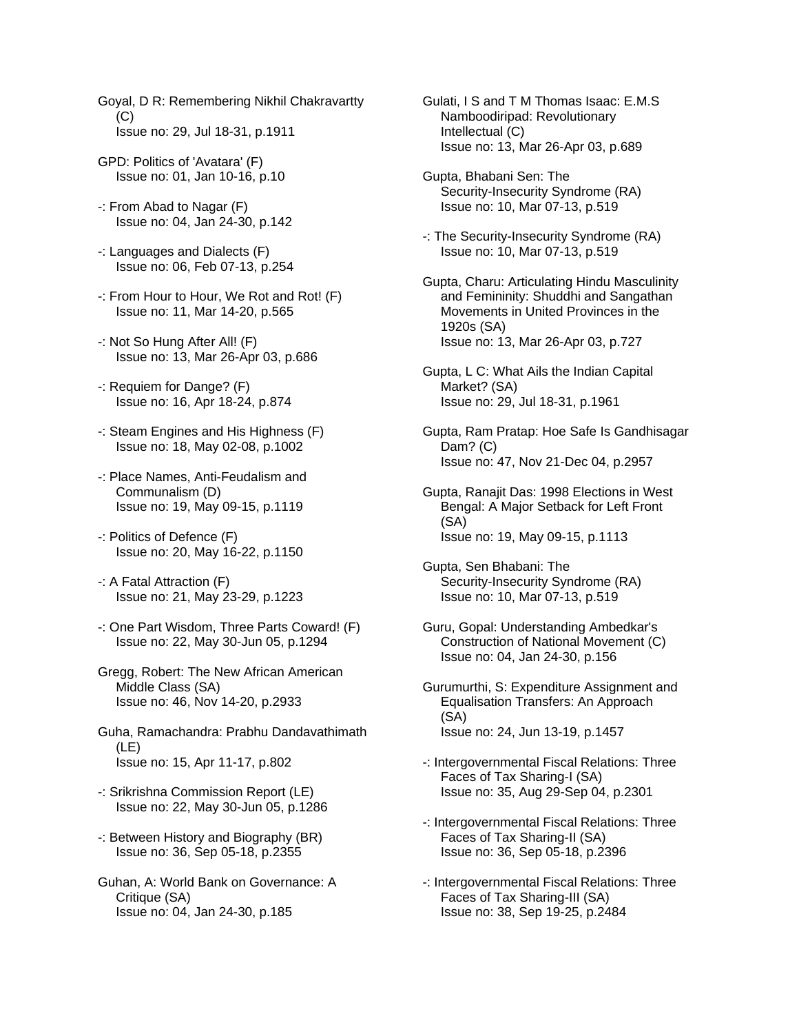Goyal, D R: Remembering Nikhil Chakravartty (C)
Issue no: 29, Jul 18-31, p.1911

GPD: Politics of 'Avatara' (F)
Issue no: 01, Jan 10-16, p.10

-: From Abad to Nagar (F)
Issue no: 04, Jan 24-30, p.142

-: Languages and Dialects (F)
Issue no: 06, Feb 07-13, p.254

-: From Hour to Hour, We Rot and Rot! (F)
Issue no: 11, Mar 14-20, p.565

-: Not So Hung After All! (F)
Issue no: 13, Mar 26-Apr 03, p.686

-: Requiem for Dange? (F)
Issue no: 16, Apr 18-24, p.874

-: Steam Engines and His Highness (F)
Issue no: 18, May 02-08, p.1002

-: Place Names, Anti-Feudalism and Communalism (D)
Issue no: 19, May 09-15, p.1119

-: Politics of Defence (F)
Issue no: 20, May 16-22, p.1150

-: A Fatal Attraction (F)
Issue no: 21, May 23-29, p.1223

-: One Part Wisdom, Three Parts Coward! (F)
Issue no: 22, May 30-Jun 05, p.1294

Gregg, Robert: The New African American Middle Class (SA)
Issue no: 46, Nov 14-20, p.2933

Guha, Ramachandra: Prabhu Dandavathimath (LE)
Issue no: 15, Apr 11-17, p.802

-: Srikrishna Commission Report (LE)
Issue no: 22, May 30-Jun 05, p.1286

-: Between History and Biography (BR)
Issue no: 36, Sep 05-18, p.2355

Guhan, A: World Bank on Governance: A Critique (SA)
Issue no: 04, Jan 24-30, p.185

Gulati, I S and T M Thomas Isaac: E.M.S Namboodiripad: Revolutionary Intellectual (C)
Issue no: 13, Mar 26-Apr 03, p.689

Gupta, Bhabani Sen: The Security-Insecurity Syndrome (RA)
Issue no: 10, Mar 07-13, p.519

-: The Security-Insecurity Syndrome (RA)
Issue no: 10, Mar 07-13, p.519

Gupta, Charu: Articulating Hindu Masculinity and Femininity: Shuddhi and Sangathan Movements in United Provinces in the 1920s (SA)
Issue no: 13, Mar 26-Apr 03, p.727

Gupta, L C: What Ails the Indian Capital Market? (SA)
Issue no: 29, Jul 18-31, p.1961

Gupta, Ram Pratap: Hoe Safe Is Gandhisagar Dam? (C)
Issue no: 47, Nov 21-Dec 04, p.2957

Gupta, Ranajit Das: 1998 Elections in West Bengal: A Major Setback for Left Front (SA)
Issue no: 19, May 09-15, p.1113

Gupta, Sen Bhabani: The Security-Insecurity Syndrome (RA)
Issue no: 10, Mar 07-13, p.519

Guru, Gopal: Understanding Ambedkar's Construction of National Movement (C)
Issue no: 04, Jan 24-30, p.156

Gurumurthi, S: Expenditure Assignment and Equalisation Transfers: An Approach (SA)
Issue no: 24, Jun 13-19, p.1457

-: Intergovernmental Fiscal Relations: Three Faces of Tax Sharing-I (SA)
Issue no: 35, Aug 29-Sep 04, p.2301

-: Intergovernmental Fiscal Relations: Three Faces of Tax Sharing-II (SA)
Issue no: 36, Sep 05-18, p.2396

-: Intergovernmental Fiscal Relations: Three Faces of Tax Sharing-III (SA)
Issue no: 38, Sep 19-25, p.2484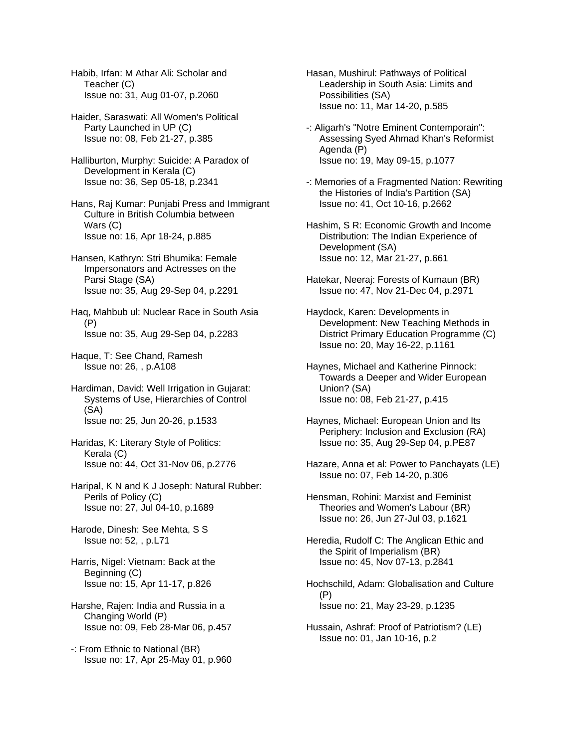Habib, Irfan: M Athar Ali: Scholar and Teacher (C)
Issue no: 31, Aug 01-07, p.2060

Haider, Saraswati: All Women's Political Party Launched in UP (C)
Issue no: 08, Feb 21-27, p.385

Halliburton, Murphy: Suicide: A Paradox of Development in Kerala (C)
Issue no: 36, Sep 05-18, p.2341

Hans, Raj Kumar: Punjabi Press and Immigrant Culture in British Columbia between Wars (C)
Issue no: 16, Apr 18-24, p.885

Hansen, Kathryn: Stri Bhumika: Female Impersonators and Actresses on the Parsi Stage (SA)
Issue no: 35, Aug 29-Sep 04, p.2291

Haq, Mahbub ul: Nuclear Race in South Asia (P)
Issue no: 35, Aug 29-Sep 04, p.2283

Haque, T: See Chand, Ramesh
Issue no: 26, , p.A108

Hardiman, David: Well Irrigation in Gujarat: Systems of Use, Hierarchies of Control (SA)
Issue no: 25, Jun 20-26, p.1533

Haridas, K: Literary Style of Politics: Kerala (C)
Issue no: 44, Oct 31-Nov 06, p.2776

Haripal, K N and K J Joseph: Natural Rubber: Perils of Policy (C)
Issue no: 27, Jul 04-10, p.1689

Harode, Dinesh: See Mehta, S S
Issue no: 52, , p.L71

Harris, Nigel: Vietnam: Back at the Beginning (C)
Issue no: 15, Apr 11-17, p.826

Harshe, Rajen: India and Russia in a Changing World (P)
Issue no: 09, Feb 28-Mar 06, p.457

-: From Ethnic to National (BR)
Issue no: 17, Apr 25-May 01, p.960

Hasan, Mushirul: Pathways of Political Leadership in South Asia: Limits and Possibilities (SA)
Issue no: 11, Mar 14-20, p.585

-: Aligarh's "Notre Eminent Contemporain": Assessing Syed Ahmad Khan's Reformist Agenda (P)
Issue no: 19, May 09-15, p.1077

-: Memories of a Fragmented Nation: Rewriting the Histories of India's Partition (SA)
Issue no: 41, Oct 10-16, p.2662

Hashim, S R: Economic Growth and Income Distribution: The Indian Experience of Development (SA)
Issue no: 12, Mar 21-27, p.661

Hatekar, Neeraj: Forests of Kumaun (BR)
Issue no: 47, Nov 21-Dec 04, p.2971

Haydock, Karen: Developments in Development: New Teaching Methods in District Primary Education Programme (C)
Issue no: 20, May 16-22, p.1161

Haynes, Michael and Katherine Pinnock: Towards a Deeper and Wider European Union? (SA)
Issue no: 08, Feb 21-27, p.415

Haynes, Michael: European Union and Its Periphery: Inclusion and Exclusion (RA)
Issue no: 35, Aug 29-Sep 04, p.PE87

Hazare, Anna et al: Power to Panchayats (LE)
Issue no: 07, Feb 14-20, p.306

Hensman, Rohini: Marxist and Feminist Theories and Women's Labour (BR)
Issue no: 26, Jun 27-Jul 03, p.1621

Heredia, Rudolf C: The Anglican Ethic and the Spirit of Imperialism (BR)
Issue no: 45, Nov 07-13, p.2841

Hochschild, Adam: Globalisation and Culture (P)
Issue no: 21, May 23-29, p.1235

Hussain, Ashraf: Proof of Patriotism? (LE)
Issue no: 01, Jan 10-16, p.2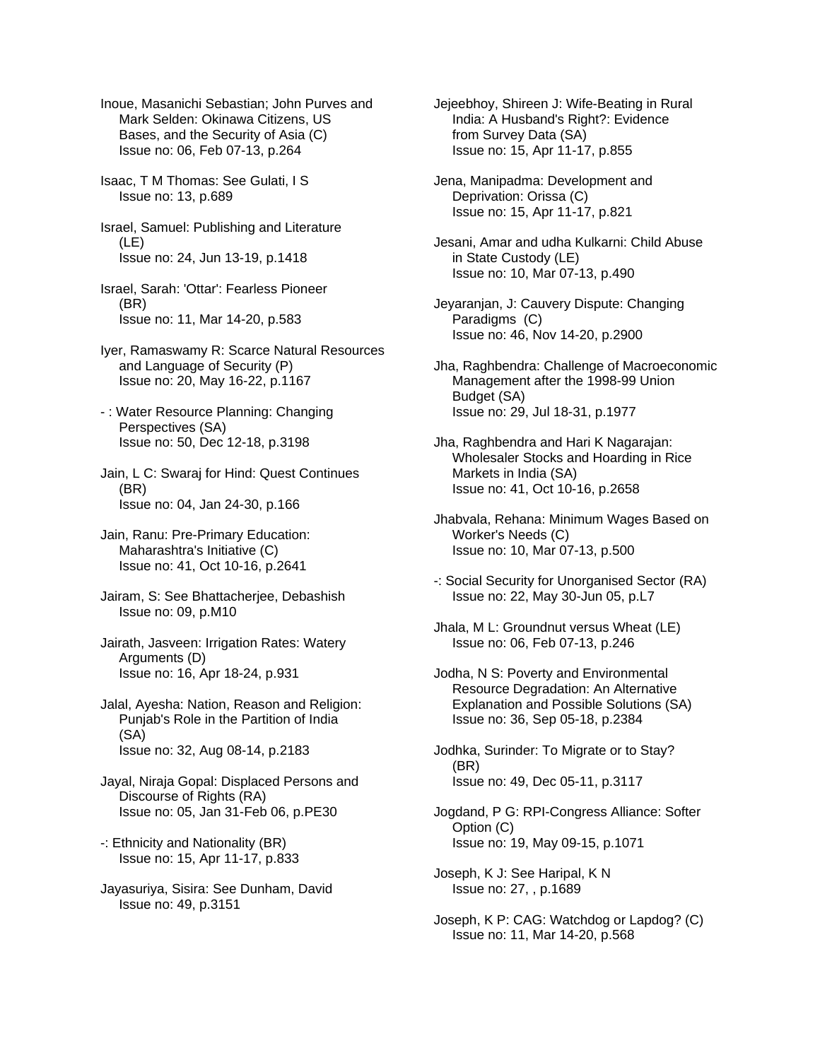Inoue, Masanichi Sebastian; John Purves and Mark Selden: Okinawa Citizens, US Bases, and the Security of Asia (C)
Issue no: 06, Feb 07-13, p.264

Isaac, T M Thomas: See Gulati, I S
Issue no: 13, p.689

Israel, Samuel: Publishing and Literature (LE)
Issue no: 24, Jun 13-19, p.1418

Israel, Sarah: 'Ottar': Fearless Pioneer (BR)
Issue no: 11, Mar 14-20, p.583

Iyer, Ramaswamy R: Scarce Natural Resources and Language of Security (P)
Issue no: 20, May 16-22, p.1167

- : Water Resource Planning: Changing Perspectives (SA)
Issue no: 50, Dec 12-18, p.3198

Jain, L C: Swaraj for Hind: Quest Continues (BR)
Issue no: 04, Jan 24-30, p.166

Jain, Ranu: Pre-Primary Education: Maharashtra's Initiative (C)
Issue no: 41, Oct 10-16, p.2641

Jairam, S: See Bhattacherjee, Debashish
Issue no: 09, p.M10

Jairath, Jasveen: Irrigation Rates: Watery Arguments (D)
Issue no: 16, Apr 18-24, p.931

Jalal, Ayesha: Nation, Reason and Religion: Punjab's Role in the Partition of India (SA)
Issue no: 32, Aug 08-14, p.2183

Jayal, Niraja Gopal: Displaced Persons and Discourse of Rights (RA)
Issue no: 05, Jan 31-Feb 06, p.PE30

-: Ethnicity and Nationality (BR)
Issue no: 15, Apr 11-17, p.833

Jayasuriya, Sisira: See Dunham, David
Issue no: 49, p.3151

Jejeebhoy, Shireen J: Wife-Beating in Rural India: A Husband's Right?: Evidence from Survey Data (SA)
Issue no: 15, Apr 11-17, p.855

Jena, Manipadma: Development and Deprivation: Orissa (C)
Issue no: 15, Apr 11-17, p.821

Jesani, Amar and udha Kulkarni: Child Abuse in State Custody (LE)
Issue no: 10, Mar 07-13, p.490

Jeyaranjan, J: Cauvery Dispute: Changing Paradigms (C)
Issue no: 46, Nov 14-20, p.2900

Jha, Raghbendra: Challenge of Macroeconomic Management after the 1998-99 Union Budget (SA)
Issue no: 29, Jul 18-31, p.1977

Jha, Raghbendra and Hari K Nagarajan: Wholesaler Stocks and Hoarding in Rice Markets in India (SA)
Issue no: 41, Oct 10-16, p.2658

Jhabvala, Rehana: Minimum Wages Based on Worker's Needs (C)
Issue no: 10, Mar 07-13, p.500

-: Social Security for Unorganised Sector (RA)
Issue no: 22, May 30-Jun 05, p.L7

Jhala, M L: Groundnut versus Wheat (LE)
Issue no: 06, Feb 07-13, p.246

Jodha, N S: Poverty and Environmental Resource Degradation: An Alternative Explanation and Possible Solutions (SA)
Issue no: 36, Sep 05-18, p.2384

Jodhka, Surinder: To Migrate or to Stay? (BR)
Issue no: 49, Dec 05-11, p.3117

Jogdand, P G: RPI-Congress Alliance: Softer Option (C)
Issue no: 19, May 09-15, p.1071

Joseph, K J: See Haripal, K N
Issue no: 27, , p.1689

Joseph, K P: CAG: Watchdog or Lapdog? (C)
Issue no: 11, Mar 14-20, p.568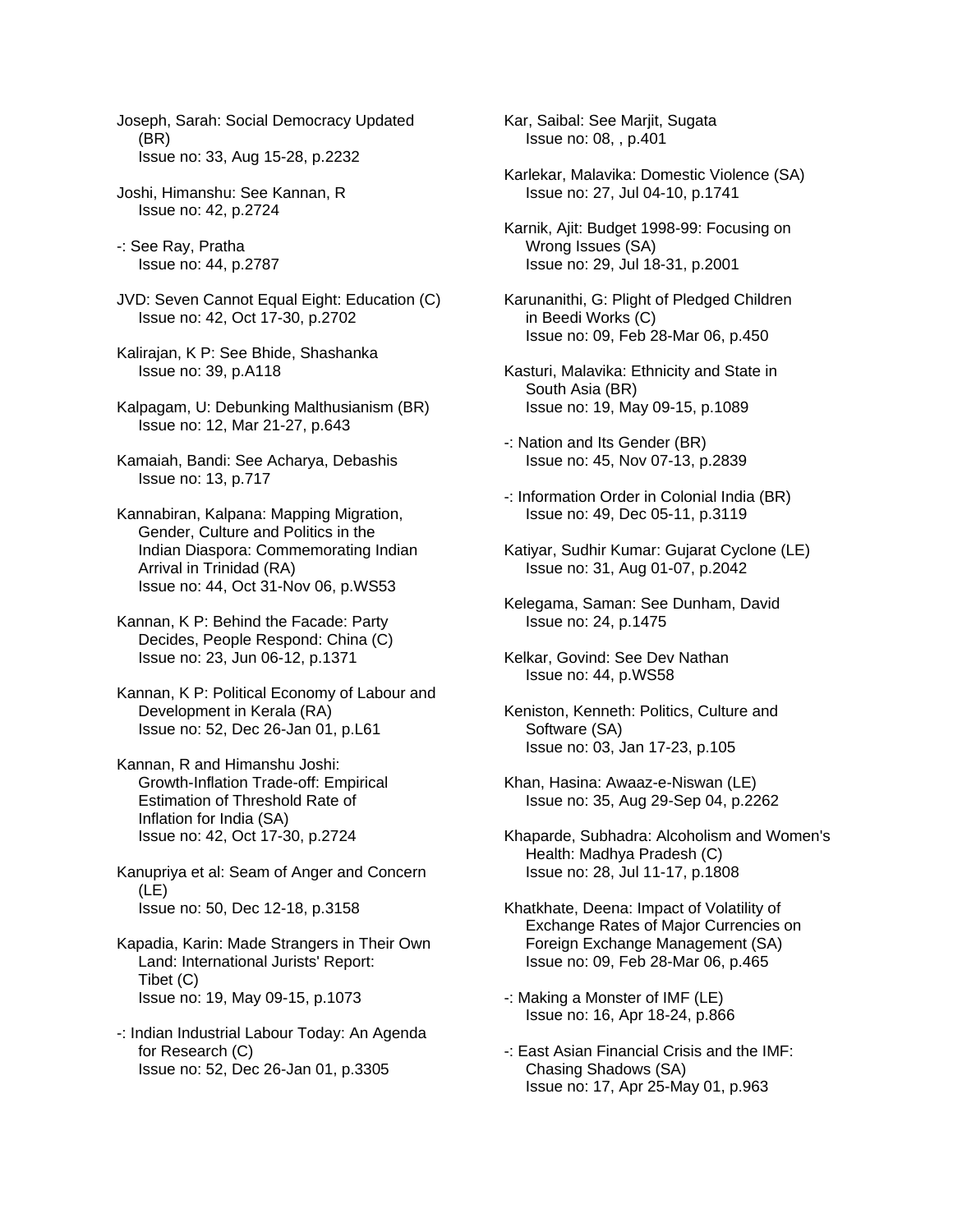Joseph, Sarah: Social Democracy Updated (BR)
Issue no: 33, Aug 15-28, p.2232

Joshi, Himanshu: See Kannan, R
Issue no: 42, p.2724

-: See Ray, Pratha
Issue no: 44, p.2787

JVD: Seven Cannot Equal Eight: Education (C)
Issue no: 42, Oct 17-30, p.2702

Kalirajan, K P: See Bhide, Shashanka
Issue no: 39, p.A118

Kalpagam, U: Debunking Malthusianism (BR)
Issue no: 12, Mar 21-27, p.643

Kamaiah, Bandi: See Acharya, Debashis
Issue no: 13, p.717

Kannabiran, Kalpana: Mapping Migration, Gender, Culture and Politics in the Indian Diaspora: Commemorating Indian Arrival in Trinidad (RA)
Issue no: 44, Oct 31-Nov 06, p.WS53

Kannan, K P: Behind the Facade: Party Decides, People Respond: China (C)
Issue no: 23, Jun 06-12, p.1371

Kannan, K P: Political Economy of Labour and Development in Kerala (RA)
Issue no: 52, Dec 26-Jan 01, p.L61

Kannan, R and Himanshu Joshi: Growth-Inflation Trade-off: Empirical Estimation of Threshold Rate of Inflation for India (SA)
Issue no: 42, Oct 17-30, p.2724

Kanupriya et al: Seam of Anger and Concern (LE)
Issue no: 50, Dec 12-18, p.3158

Kapadia, Karin: Made Strangers in Their Own Land: International Jurists' Report: Tibet (C)
Issue no: 19, May 09-15, p.1073

-: Indian Industrial Labour Today: An Agenda for Research (C)
Issue no: 52, Dec 26-Jan 01, p.3305

Kar, Saibal: See Marjit, Sugata
Issue no: 08, , p.401

Karlekar, Malavika: Domestic Violence (SA)
Issue no: 27, Jul 04-10, p.1741

Karnik, Ajit: Budget 1998-99: Focusing on Wrong Issues (SA)
Issue no: 29, Jul 18-31, p.2001

Karunanithi, G: Plight of Pledged Children in Beedi Works (C)
Issue no: 09, Feb 28-Mar 06, p.450

Kasturi, Malavika: Ethnicity and State in South Asia (BR)
Issue no: 19, May 09-15, p.1089

-: Nation and Its Gender (BR)
Issue no: 45, Nov 07-13, p.2839

-: Information Order in Colonial India (BR)
Issue no: 49, Dec 05-11, p.3119

Katiyar, Sudhir Kumar: Gujarat Cyclone (LE)
Issue no: 31, Aug 01-07, p.2042

Kelegama, Saman: See Dunham, David
Issue no: 24, p.1475

Kelkar, Govind: See Dev Nathan
Issue no: 44, p.WS58

Keniston, Kenneth: Politics, Culture and Software (SA)
Issue no: 03, Jan 17-23, p.105

Khan, Hasina: Awaaz-e-Niswan (LE)
Issue no: 35, Aug 29-Sep 04, p.2262

Khaparde, Subhadra: Alcoholism and Women's Health: Madhya Pradesh (C)
Issue no: 28, Jul 11-17, p.1808

Khatkhate, Deena: Impact of Volatility of Exchange Rates of Major Currencies on Foreign Exchange Management (SA)
Issue no: 09, Feb 28-Mar 06, p.465

-: Making a Monster of IMF (LE)
Issue no: 16, Apr 18-24, p.866

-: East Asian Financial Crisis and the IMF: Chasing Shadows (SA)
Issue no: 17, Apr 25-May 01, p.963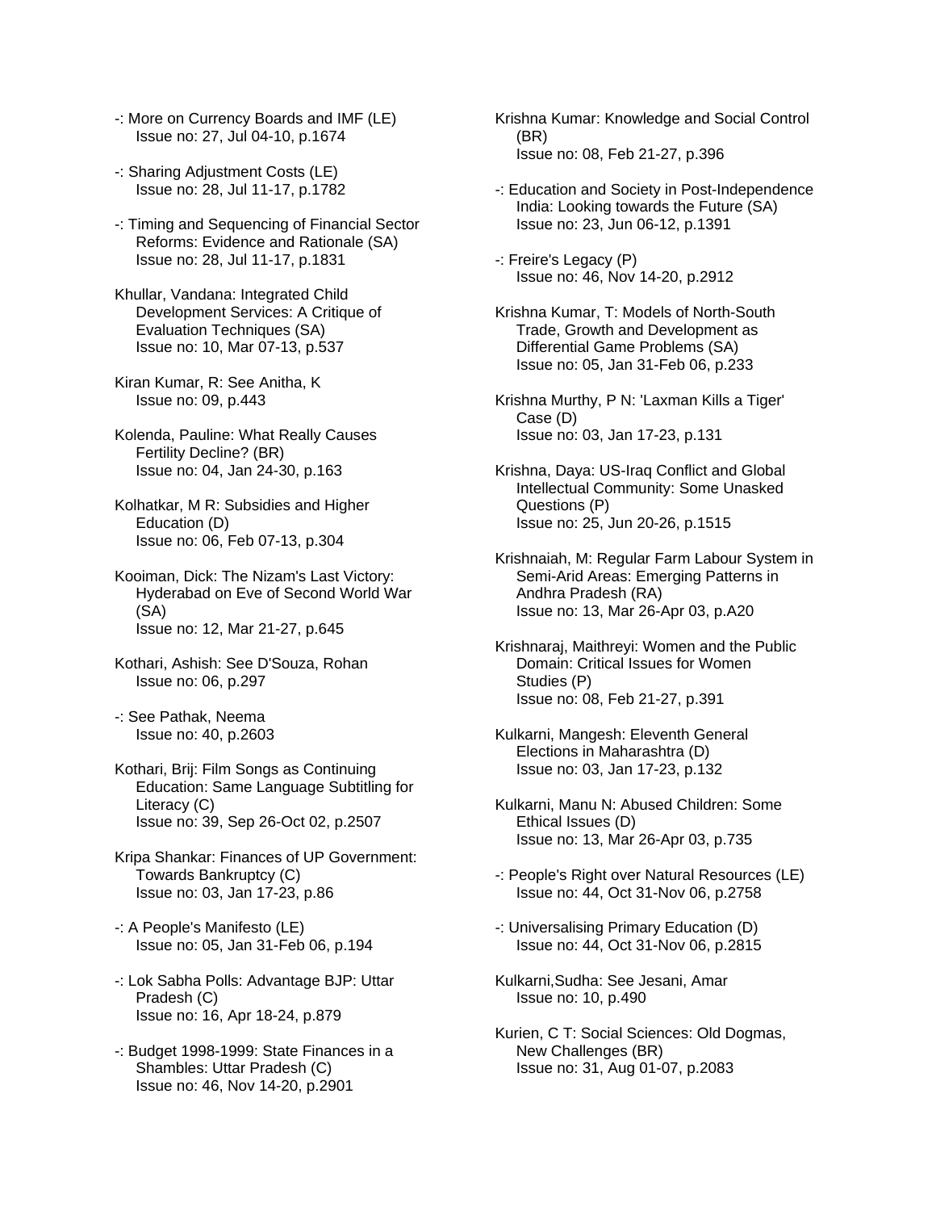-: More on Currency Boards and IMF (LE)
Issue no: 27, Jul 04-10, p.1674

-: Sharing Adjustment Costs (LE)
Issue no: 28, Jul 11-17, p.1782

-: Timing and Sequencing of Financial Sector Reforms: Evidence and Rationale (SA)
Issue no: 28, Jul 11-17, p.1831

Khullar, Vandana: Integrated Child Development Services: A Critique of Evaluation Techniques (SA)
Issue no: 10, Mar 07-13, p.537

Kiran Kumar, R: See Anitha, K
Issue no: 09, p.443

Kolenda, Pauline: What Really Causes Fertility Decline? (BR)
Issue no: 04, Jan 24-30, p.163

Kolhatkar, M R: Subsidies and Higher Education (D)
Issue no: 06, Feb 07-13, p.304

Kooiman, Dick: The Nizam's Last Victory: Hyderabad on Eve of Second World War (SA)
Issue no: 12, Mar 21-27, p.645

Kothari, Ashish: See D'Souza, Rohan
Issue no: 06, p.297

-: See Pathak, Neema
Issue no: 40, p.2603

Kothari, Brij: Film Songs as Continuing Education: Same Language Subtitling for Literacy (C)
Issue no: 39, Sep 26-Oct 02, p.2507

Kripa Shankar: Finances of UP Government: Towards Bankruptcy (C)
Issue no: 03, Jan 17-23, p.86

-: A People's Manifesto (LE)
Issue no: 05, Jan 31-Feb 06, p.194

-: Lok Sabha Polls: Advantage BJP: Uttar Pradesh (C)
Issue no: 16, Apr 18-24, p.879

-: Budget 1998-1999: State Finances in a Shambles: Uttar Pradesh (C)
Issue no: 46, Nov 14-20, p.2901

Krishna Kumar: Knowledge and Social Control (BR)
Issue no: 08, Feb 21-27, p.396

-: Education and Society in Post-Independence India: Looking towards the Future (SA)
Issue no: 23, Jun 06-12, p.1391

-: Freire's Legacy (P)
Issue no: 46, Nov 14-20, p.2912

Krishna Kumar, T: Models of North-South Trade, Growth and Development as Differential Game Problems (SA)
Issue no: 05, Jan 31-Feb 06, p.233

Krishna Murthy, P N: 'Laxman Kills a Tiger' Case (D)
Issue no: 03, Jan 17-23, p.131

Krishna, Daya: US-Iraq Conflict and Global Intellectual Community: Some Unasked Questions (P)
Issue no: 25, Jun 20-26, p.1515

Krishnaiah, M: Regular Farm Labour System in Semi-Arid Areas: Emerging Patterns in Andhra Pradesh (RA)
Issue no: 13, Mar 26-Apr 03, p.A20

Krishnaraj, Maithreyi: Women and the Public Domain: Critical Issues for Women Studies (P)
Issue no: 08, Feb 21-27, p.391

Kulkarni, Mangesh: Eleventh General Elections in Maharashtra (D)
Issue no: 03, Jan 17-23, p.132

Kulkarni, Manu N: Abused Children: Some Ethical Issues (D)
Issue no: 13, Mar 26-Apr 03, p.735

-: People's Right over Natural Resources (LE)
Issue no: 44, Oct 31-Nov 06, p.2758

-: Universalising Primary Education (D)
Issue no: 44, Oct 31-Nov 06, p.2815

Kulkarni,Sudha: See Jesani, Amar
Issue no: 10, p.490

Kurien, C T: Social Sciences: Old Dogmas, New Challenges (BR)
Issue no: 31, Aug 01-07, p.2083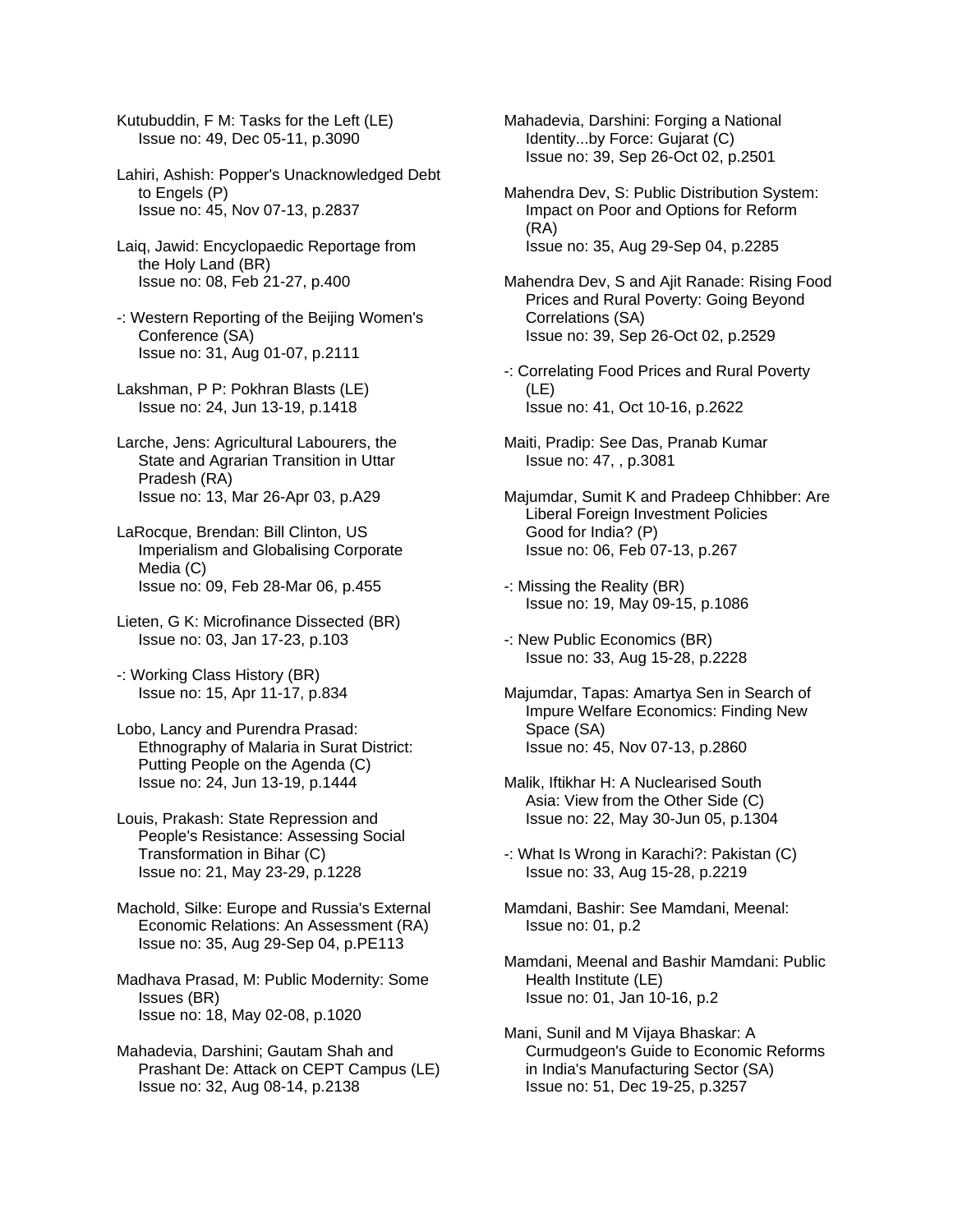Kutubuddin, F M: Tasks for the Left (LE)
Issue no: 49, Dec 05-11, p.3090

Lahiri, Ashish: Popper's Unacknowledged Debt to Engels (P)
Issue no: 45, Nov 07-13, p.2837

Laiq, Jawid: Encyclopaedic Reportage from the Holy Land (BR)
Issue no: 08, Feb 21-27, p.400

-: Western Reporting of the Beijing Women's Conference (SA)
Issue no: 31, Aug 01-07, p.2111

Lakshman, P P: Pokhran Blasts (LE)
Issue no: 24, Jun 13-19, p.1418

Larche, Jens: Agricultural Labourers, the State and Agrarian Transition in Uttar Pradesh (RA)
Issue no: 13, Mar 26-Apr 03, p.A29

LaRocque, Brendan: Bill Clinton, US Imperialism and Globalising Corporate Media (C)
Issue no: 09, Feb 28-Mar 06, p.455

Lieten, G K: Microfinance Dissected (BR)
Issue no: 03, Jan 17-23, p.103

-: Working Class History (BR)
Issue no: 15, Apr 11-17, p.834

Lobo, Lancy and Purendra Prasad: Ethnography of Malaria in Surat District: Putting People on the Agenda (C)
Issue no: 24, Jun 13-19, p.1444

Louis, Prakash: State Repression and People's Resistance: Assessing Social Transformation in Bihar (C)
Issue no: 21, May 23-29, p.1228

Machold, Silke: Europe and Russia's External Economic Relations: An Assessment (RA)
Issue no: 35, Aug 29-Sep 04, p.PE113

Madhava Prasad, M: Public Modernity: Some Issues (BR)
Issue no: 18, May 02-08, p.1020

Mahadevia, Darshini; Gautam Shah and Prashant De: Attack on CEPT Campus (LE)
Issue no: 32, Aug 08-14, p.2138

Mahadevia, Darshini: Forging a National Identity...by Force: Gujarat (C)
Issue no: 39, Sep 26-Oct 02, p.2501

Mahendra Dev, S: Public Distribution System: Impact on Poor and Options for Reform (RA)
Issue no: 35, Aug 29-Sep 04, p.2285

Mahendra Dev, S and Ajit Ranade: Rising Food Prices and Rural Poverty: Going Beyond Correlations (SA)
Issue no: 39, Sep 26-Oct 02, p.2529

-: Correlating Food Prices and Rural Poverty (LE)
Issue no: 41, Oct 10-16, p.2622

Maiti, Pradip: See Das, Pranab Kumar
Issue no: 47, , p.3081

Majumdar, Sumit K and Pradeep Chhibber: Are Liberal Foreign Investment Policies Good for India? (P)
Issue no: 06, Feb 07-13, p.267

-: Missing the Reality (BR)
Issue no: 19, May 09-15, p.1086

-: New Public Economics (BR)
Issue no: 33, Aug 15-28, p.2228

Majumdar, Tapas: Amartya Sen in Search of Impure Welfare Economics: Finding New Space (SA)
Issue no: 45, Nov 07-13, p.2860

Malik, Iftikhar H: A Nuclearised South Asia: View from the Other Side (C)
Issue no: 22, May 30-Jun 05, p.1304

-: What Is Wrong in Karachi?: Pakistan (C)
Issue no: 33, Aug 15-28, p.2219

Mamdani, Bashir: See Mamdani, Meenal:
Issue no: 01, p.2

Mamdani, Meenal and Bashir Mamdani: Public Health Institute (LE)
Issue no: 01, Jan 10-16, p.2

Mani, Sunil and M Vijaya Bhaskar: A Curmudgeon's Guide to Economic Reforms in India's Manufacturing Sector (SA)
Issue no: 51, Dec 19-25, p.3257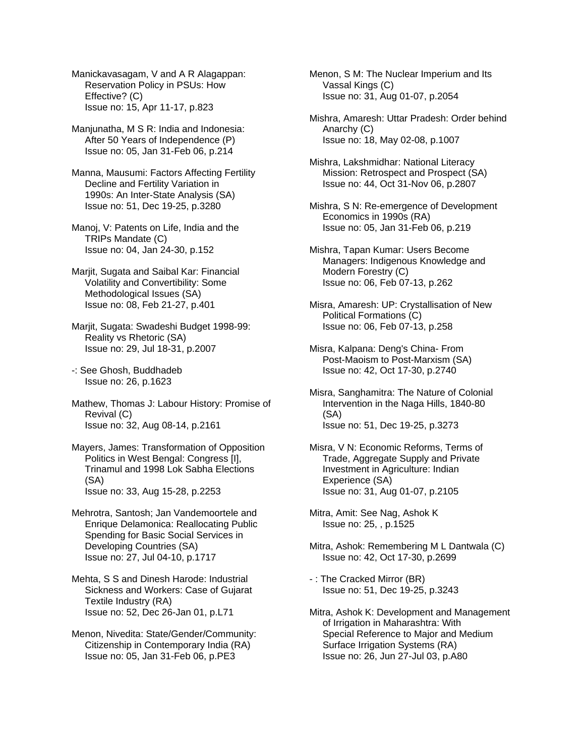Manickavasagam, V and A R Alagappan: Reservation Policy in PSUs: How Effective? (C)
Issue no: 15, Apr 11-17, p.823

Manjunatha, M S R: India and Indonesia: After 50 Years of Independence (P)
Issue no: 05, Jan 31-Feb 06, p.214

Manna, Mausumi: Factors Affecting Fertility Decline and Fertility Variation in 1990s: An Inter-State Analysis (SA)
Issue no: 51, Dec 19-25, p.3280

Manoj, V: Patents on Life, India and the TRIPs Mandate (C)
Issue no: 04, Jan 24-30, p.152

Marjit, Sugata and Saibal Kar: Financial Volatility and Convertibility: Some Methodological Issues (SA)
Issue no: 08, Feb 21-27, p.401

Marjit, Sugata: Swadeshi Budget 1998-99: Reality vs Rhetoric (SA)
Issue no: 29, Jul 18-31, p.2007

-: See Ghosh, Buddhadeb
Issue no: 26, p.1623

Mathew, Thomas J: Labour History: Promise of Revival (C)
Issue no: 32, Aug 08-14, p.2161

Mayers, James: Transformation of Opposition Politics in West Bengal: Congress [I], Trinamul and 1998 Lok Sabha Elections (SA)
Issue no: 33, Aug 15-28, p.2253

Mehrotra, Santosh; Jan Vandemoortele and Enrique Delamonica: Reallocating Public Spending for Basic Social Services in Developing Countries (SA)
Issue no: 27, Jul 04-10, p.1717

Mehta, S S and Dinesh Harode: Industrial Sickness and Workers: Case of Gujarat Textile Industry (RA)
Issue no: 52, Dec 26-Jan 01, p.L71

Menon, Nivedita: State/Gender/Community: Citizenship in Contemporary India (RA)
Issue no: 05, Jan 31-Feb 06, p.PE3

Menon, S M: The Nuclear Imperium and Its Vassal Kings (C)
Issue no: 31, Aug 01-07, p.2054

Mishra, Amaresh: Uttar Pradesh: Order behind Anarchy (C)
Issue no: 18, May 02-08, p.1007

Mishra, Lakshmidhar: National Literacy Mission: Retrospect and Prospect (SA)
Issue no: 44, Oct 31-Nov 06, p.2807

Mishra, S N: Re-emergence of Development Economics in 1990s (RA)
Issue no: 05, Jan 31-Feb 06, p.219

Mishra, Tapan Kumar: Users Become Managers: Indigenous Knowledge and Modern Forestry (C)
Issue no: 06, Feb 07-13, p.262

Misra, Amaresh: UP: Crystallisation of New Political Formations (C)
Issue no: 06, Feb 07-13, p.258

Misra, Kalpana: Deng's China- From Post-Maoism to Post-Marxism (SA)
Issue no: 42, Oct 17-30, p.2740

Misra, Sanghamitra: The Nature of Colonial Intervention in the Naga Hills, 1840-80 (SA)
Issue no: 51, Dec 19-25, p.3273

Misra, V N: Economic Reforms, Terms of Trade, Aggregate Supply and Private Investment in Agriculture: Indian Experience (SA)
Issue no: 31, Aug 01-07, p.2105

Mitra, Amit: See Nag, Ashok K
Issue no: 25, , p.1525

Mitra, Ashok: Remembering M L Dantwala (C)
Issue no: 42, Oct 17-30, p.2699

- : The Cracked Mirror (BR)
Issue no: 51, Dec 19-25, p.3243

Mitra, Ashok K: Development and Management of Irrigation in Maharashtra: With Special Reference to Major and Medium Surface Irrigation Systems (RA)
Issue no: 26, Jun 27-Jul 03, p.A80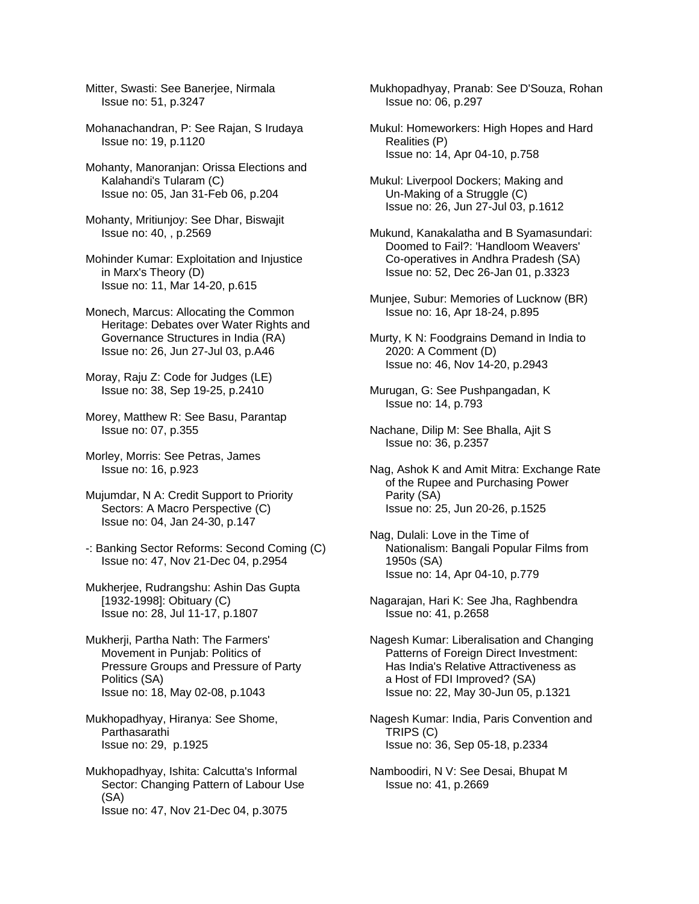Mitter, Swasti: See Banerjee, Nirmala
Issue no: 51, p.3247

Mohanachandran, P: See Rajan, S Irudaya
Issue no: 19, p.1120

Mohanty, Manoranjan: Orissa Elections and Kalahandi's Tularam (C)
Issue no: 05, Jan 31-Feb 06, p.204

Mohanty, Mritiunjoy: See Dhar, Biswajit
Issue no: 40, , p.2569

Mohinder Kumar: Exploitation and Injustice in Marx's Theory (D)
Issue no: 11, Mar 14-20, p.615

Monech, Marcus: Allocating the Common Heritage: Debates over Water Rights and Governance Structures in India (RA)
Issue no: 26, Jun 27-Jul 03, p.A46

Moray, Raju Z: Code for Judges (LE)
Issue no: 38, Sep 19-25, p.2410

Morey, Matthew R: See Basu, Parantap
Issue no: 07, p.355

Morley, Morris: See Petras, James
Issue no: 16, p.923

Mujumdar, N A: Credit Support to Priority Sectors: A Macro Perspective (C)
Issue no: 04, Jan 24-30, p.147

-: Banking Sector Reforms: Second Coming (C)
Issue no: 47, Nov 21-Dec 04, p.2954

Mukherjee, Rudrangshu: Ashin Das Gupta [1932-1998]: Obituary (C)
Issue no: 28, Jul 11-17, p.1807

Mukherji, Partha Nath: The Farmers' Movement in Punjab: Politics of Pressure Groups and Pressure of Party Politics (SA)
Issue no: 18, May 02-08, p.1043

Mukhopadhyay, Hiranya: See Shome, Parthasarathi
Issue no: 29, p.1925

Mukhopadhyay, Ishita: Calcutta's Informal Sector: Changing Pattern of Labour Use (SA)
Issue no: 47, Nov 21-Dec 04, p.3075

Mukhopadhyay, Pranab: See D'Souza, Rohan
Issue no: 06, p.297

Mukul: Homeworkers: High Hopes and Hard Realities (P)
Issue no: 14, Apr 04-10, p.758

Mukul: Liverpool Dockers; Making and Un-Making of a Struggle (C)
Issue no: 26, Jun 27-Jul 03, p.1612

Mukund, Kanakalatha and B Syamasundari: Doomed to Fail?: 'Handloom Weavers' Co-operatives in Andhra Pradesh (SA)
Issue no: 52, Dec 26-Jan 01, p.3323

Munjee, Subur: Memories of Lucknow (BR)
Issue no: 16, Apr 18-24, p.895

Murty, K N: Foodgrains Demand in India to 2020: A Comment (D)
Issue no: 46, Nov 14-20, p.2943

Murugan, G: See Pushpangadan, K
Issue no: 14, p.793

Nachane, Dilip M: See Bhalla, Ajit S
Issue no: 36, p.2357

Nag, Ashok K and Amit Mitra: Exchange Rate of the Rupee and Purchasing Power Parity (SA)
Issue no: 25, Jun 20-26, p.1525

Nag, Dulali: Love in the Time of Nationalism: Bangali Popular Films from 1950s (SA)
Issue no: 14, Apr 04-10, p.779

Nagarajan, Hari K: See Jha, Raghbendra
Issue no: 41, p.2658

Nagesh Kumar: Liberalisation and Changing Patterns of Foreign Direct Investment: Has India's Relative Attractiveness as a Host of FDI Improved? (SA)
Issue no: 22, May 30-Jun 05, p.1321

Nagesh Kumar: India, Paris Convention and TRIPS (C)
Issue no: 36, Sep 05-18, p.2334

Namboodiri, N V: See Desai, Bhupat M
Issue no: 41, p.2669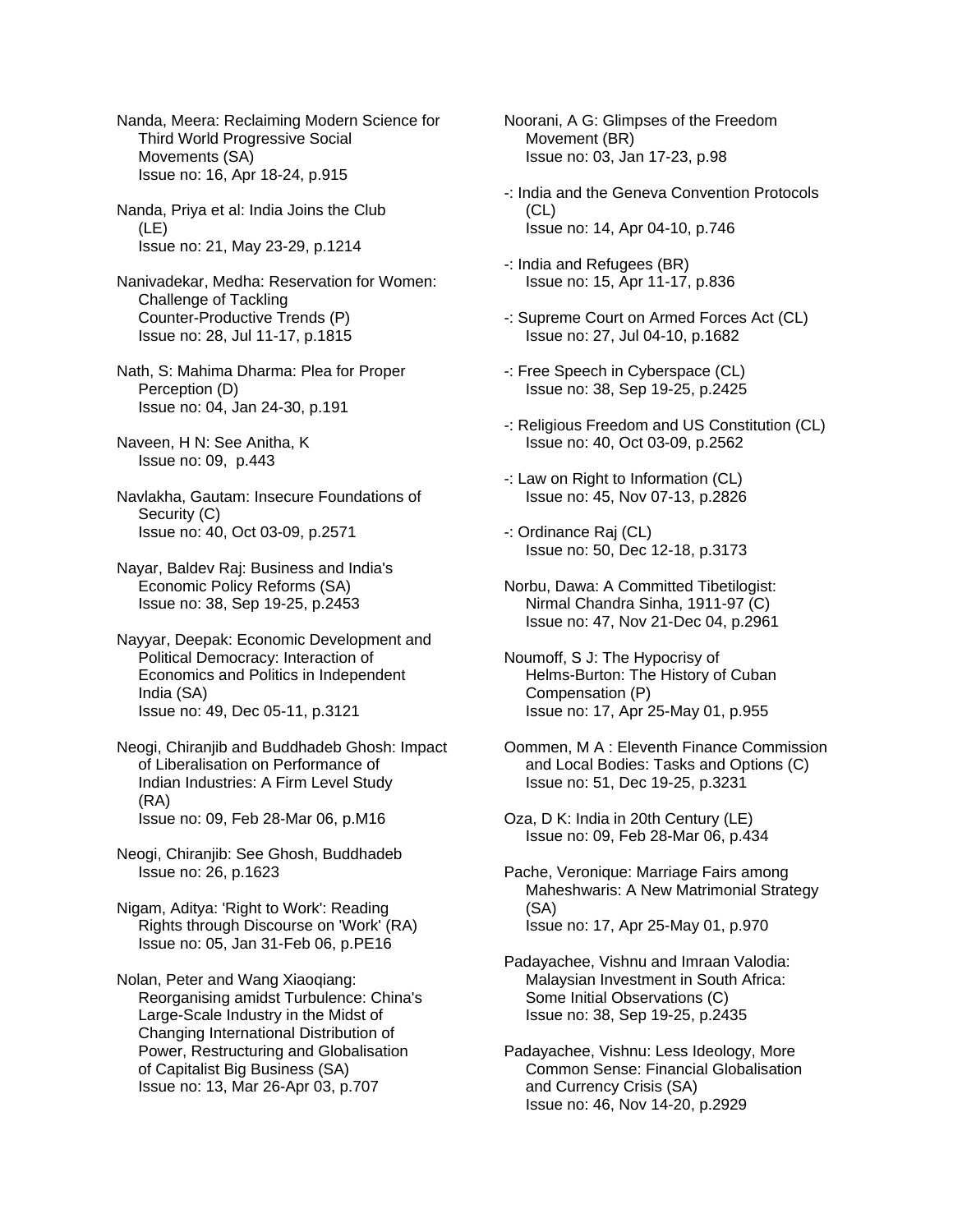Nanda, Meera: Reclaiming Modern Science for Third World Progressive Social Movements (SA)
Issue no: 16, Apr 18-24, p.915

Nanda, Priya et al: India Joins the Club (LE)
Issue no: 21, May 23-29, p.1214

Nanivadekar, Medha: Reservation for Women: Challenge of Tackling Counter-Productive Trends (P)
Issue no: 28, Jul 11-17, p.1815

Nath, S: Mahima Dharma: Plea for Proper Perception (D)
Issue no: 04, Jan 24-30, p.191

Naveen, H N: See Anitha, K
Issue no: 09, p.443

Navlakha, Gautam: Insecure Foundations of Security (C)
Issue no: 40, Oct 03-09, p.2571

Nayar, Baldev Raj: Business and India's Economic Policy Reforms (SA)
Issue no: 38, Sep 19-25, p.2453

Nayyar, Deepak: Economic Development and Political Democracy: Interaction of Economics and Politics in Independent India (SA)
Issue no: 49, Dec 05-11, p.3121

Neogi, Chiranjib and Buddhadeb Ghosh: Impact of Liberalisation on Performance of Indian Industries: A Firm Level Study (RA)
Issue no: 09, Feb 28-Mar 06, p.M16

Neogi, Chiranjib: See Ghosh, Buddhadeb
Issue no: 26, p.1623

Nigam, Aditya: 'Right to Work': Reading Rights through Discourse on 'Work' (RA)
Issue no: 05, Jan 31-Feb 06, p.PE16

Nolan, Peter and Wang Xiaoqiang: Reorganising amidst Turbulence: China's Large-Scale Industry in the Midst of Changing International Distribution of Power, Restructuring and Globalisation of Capitalist Big Business (SA)
Issue no: 13, Mar 26-Apr 03, p.707

Noorani, A G: Glimpses of the Freedom Movement (BR)
Issue no: 03, Jan 17-23, p.98

-: India and the Geneva Convention Protocols (CL)
Issue no: 14, Apr 04-10, p.746

-: India and Refugees (BR)
Issue no: 15, Apr 11-17, p.836

-: Supreme Court on Armed Forces Act (CL)
Issue no: 27, Jul 04-10, p.1682

-: Free Speech in Cyberspace (CL)
Issue no: 38, Sep 19-25, p.2425

-: Religious Freedom and US Constitution (CL)
Issue no: 40, Oct 03-09, p.2562

-: Law on Right to Information (CL)
Issue no: 45, Nov 07-13, p.2826

-: Ordinance Raj (CL)
Issue no: 50, Dec 12-18, p.3173

Norbu, Dawa: A Committed Tibetilogist: Nirmal Chandra Sinha, 1911-97 (C)
Issue no: 47, Nov 21-Dec 04, p.2961

Noumoff, S J: The Hypocrisy of Helms-Burton: The History of Cuban Compensation (P)
Issue no: 17, Apr 25-May 01, p.955

Oommen, M A : Eleventh Finance Commission and Local Bodies: Tasks and Options (C)
Issue no: 51, Dec 19-25, p.3231

Oza, D K: India in 20th Century (LE)
Issue no: 09, Feb 28-Mar 06, p.434

Pache, Veronique: Marriage Fairs among Maheshwaris: A New Matrimonial Strategy (SA)
Issue no: 17, Apr 25-May 01, p.970

Padayachee, Vishnu and Imraan Valodia: Malaysian Investment in South Africa: Some Initial Observations (C)
Issue no: 38, Sep 19-25, p.2435

Padayachee, Vishnu: Less Ideology, More Common Sense: Financial Globalisation and Currency Crisis (SA)
Issue no: 46, Nov 14-20, p.2929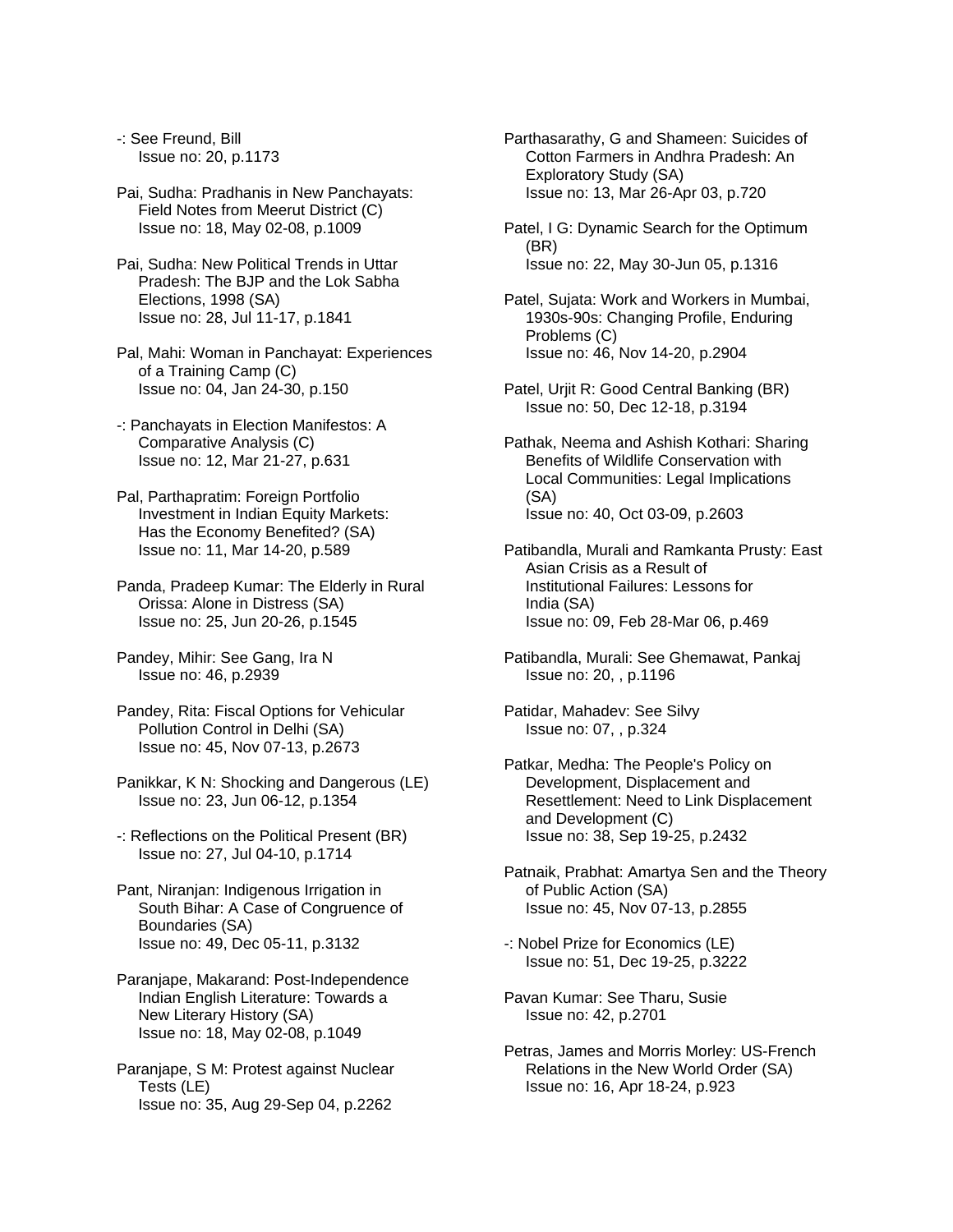-: See Freund, Bill
Issue no: 20, p.1173

Pai, Sudha: Pradhanis in New Panchayats: Field Notes from Meerut District (C)
Issue no: 18, May 02-08, p.1009

Pai, Sudha: New Political Trends in Uttar Pradesh: The BJP and the Lok Sabha Elections, 1998 (SA)
Issue no: 28, Jul 11-17, p.1841

Pal, Mahi: Woman in Panchayat: Experiences of a Training Camp (C)
Issue no: 04, Jan 24-30, p.150

-: Panchayats in Election Manifestos: A Comparative Analysis (C)
Issue no: 12, Mar 21-27, p.631

Pal, Parthapratim: Foreign Portfolio Investment in Indian Equity Markets: Has the Economy Benefited? (SA)
Issue no: 11, Mar 14-20, p.589

Panda, Pradeep Kumar: The Elderly in Rural Orissa: Alone in Distress (SA)
Issue no: 25, Jun 20-26, p.1545

Pandey, Mihir: See Gang, Ira N
Issue no: 46, p.2939

Pandey, Rita: Fiscal Options for Vehicular Pollution Control in Delhi (SA)
Issue no: 45, Nov 07-13, p.2673

Panikkar, K N: Shocking and Dangerous (LE)
Issue no: 23, Jun 06-12, p.1354

-: Reflections on the Political Present (BR)
Issue no: 27, Jul 04-10, p.1714

Pant, Niranjan: Indigenous Irrigation in South Bihar: A Case of Congruence of Boundaries (SA)
Issue no: 49, Dec 05-11, p.3132

Paranjape, Makarand: Post-Independence Indian English Literature: Towards a New Literary History (SA)
Issue no: 18, May 02-08, p.1049

Paranjape, S M: Protest against Nuclear Tests (LE)
Issue no: 35, Aug 29-Sep 04, p.2262

Parthasarathy, G and Shameen: Suicides of Cotton Farmers in Andhra Pradesh: An Exploratory Study (SA)
Issue no: 13, Mar 26-Apr 03, p.720

Patel, I G: Dynamic Search for the Optimum (BR)
Issue no: 22, May 30-Jun 05, p.1316

Patel, Sujata: Work and Workers in Mumbai, 1930s-90s: Changing Profile, Enduring Problems (C)
Issue no: 46, Nov 14-20, p.2904

Patel, Urjit R: Good Central Banking (BR)
Issue no: 50, Dec 12-18, p.3194

Pathak, Neema and Ashish Kothari: Sharing Benefits of Wildlife Conservation with Local Communities: Legal Implications (SA)
Issue no: 40, Oct 03-09, p.2603

Patibandla, Murali and Ramkanta Prusty: East Asian Crisis as a Result of Institutional Failures: Lessons for India (SA)
Issue no: 09, Feb 28-Mar 06, p.469

Patibandla, Murali: See Ghemawat, Pankaj
Issue no: 20, , p.1196

Patidar, Mahadev: See Silvy
Issue no: 07, , p.324

Patkar, Medha: The People's Policy on Development, Displacement and Resettlement: Need to Link Displacement and Development (C)
Issue no: 38, Sep 19-25, p.2432

Patnaik, Prabhat: Amartya Sen and the Theory of Public Action (SA)
Issue no: 45, Nov 07-13, p.2855

-: Nobel Prize for Economics (LE)
Issue no: 51, Dec 19-25, p.3222

Pavan Kumar: See Tharu, Susie
Issue no: 42, p.2701

Petras, James and Morris Morley: US-French Relations in the New World Order (SA)
Issue no: 16, Apr 18-24, p.923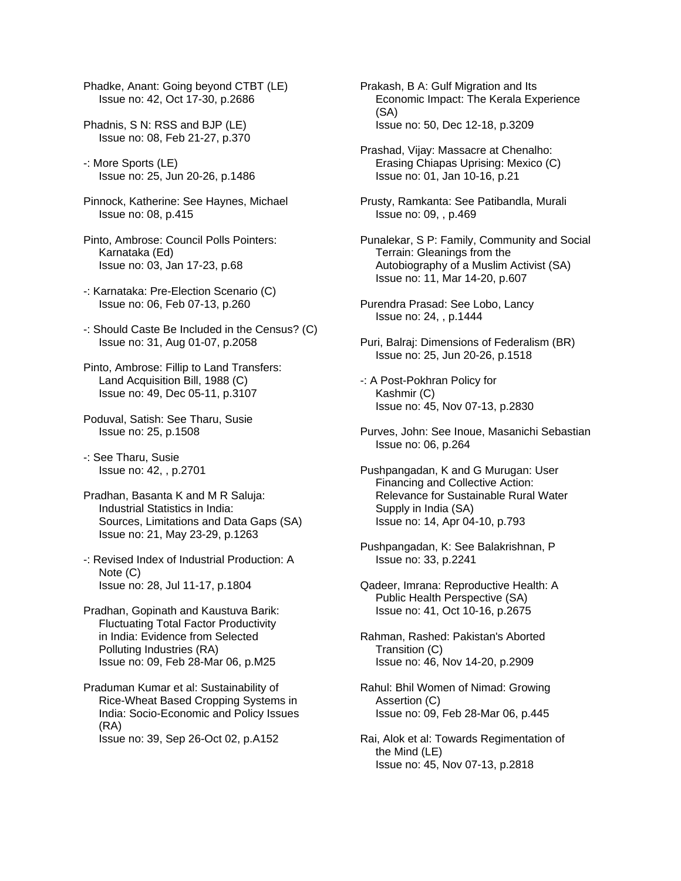Phadke, Anant: Going beyond CTBT (LE)
Issue no: 42, Oct 17-30, p.2686

Phadnis, S N: RSS and BJP (LE)
Issue no: 08, Feb 21-27, p.370

-: More Sports (LE)
Issue no: 25, Jun 20-26, p.1486

Pinnock, Katherine: See Haynes, Michael
Issue no: 08, p.415

Pinto, Ambrose: Council Polls Pointers: Karnataka (Ed)
Issue no: 03, Jan 17-23, p.68

-: Karnataka: Pre-Election Scenario (C)
Issue no: 06, Feb 07-13, p.260

-: Should Caste Be Included in the Census? (C)
Issue no: 31, Aug 01-07, p.2058

Pinto, Ambrose: Fillip to Land Transfers: Land Acquisition Bill, 1988 (C)
Issue no: 49, Dec 05-11, p.3107

Poduval, Satish: See Tharu, Susie
Issue no: 25, p.1508

-: See Tharu, Susie
Issue no: 42, , p.2701

Pradhan, Basanta K and M R Saluja: Industrial Statistics in India: Sources, Limitations and Data Gaps (SA)
Issue no: 21, May 23-29, p.1263

-: Revised Index of Industrial Production: A Note (C)
Issue no: 28, Jul 11-17, p.1804

Pradhan, Gopinath and Kaustuva Barik: Fluctuating Total Factor Productivity in India: Evidence from Selected Polluting Industries (RA)
Issue no: 09, Feb 28-Mar 06, p.M25

Praduman Kumar et al: Sustainability of Rice-Wheat Based Cropping Systems in India: Socio-Economic and Policy Issues (RA)
Issue no: 39, Sep 26-Oct 02, p.A152

Prakash, B A: Gulf Migration and Its Economic Impact: The Kerala Experience (SA)
Issue no: 50, Dec 12-18, p.3209

Prashad, Vijay: Massacre at Chenalho: Erasing Chiapas Uprising: Mexico (C)
Issue no: 01, Jan 10-16, p.21

Prusty, Ramkanta: See Patibandla, Murali
Issue no: 09, , p.469

Punalekar, S P: Family, Community and Social Terrain: Gleanings from the Autobiography of a Muslim Activist (SA)
Issue no: 11, Mar 14-20, p.607

Purendra Prasad: See Lobo, Lancy
Issue no: 24, , p.1444

Puri, Balraj: Dimensions of Federalism (BR)
Issue no: 25, Jun 20-26, p.1518

-: A Post-Pokhran Policy for Kashmir (C)
Issue no: 45, Nov 07-13, p.2830

Purves, John: See Inoue, Masanichi Sebastian
Issue no: 06, p.264

Pushpangadan, K and G Murugan: User Financing and Collective Action: Relevance for Sustainable Rural Water Supply in India (SA)
Issue no: 14, Apr 04-10, p.793

Pushpangadan, K: See Balakrishnan, P
Issue no: 33, p.2241

Qadeer, Imrana: Reproductive Health: A Public Health Perspective (SA)
Issue no: 41, Oct 10-16, p.2675

Rahman, Rashed: Pakistan's Aborted Transition (C)
Issue no: 46, Nov 14-20, p.2909

Rahul: Bhil Women of Nimad: Growing Assertion (C)
Issue no: 09, Feb 28-Mar 06, p.445

Rai, Alok et al: Towards Regimentation of the Mind (LE)
Issue no: 45, Nov 07-13, p.2818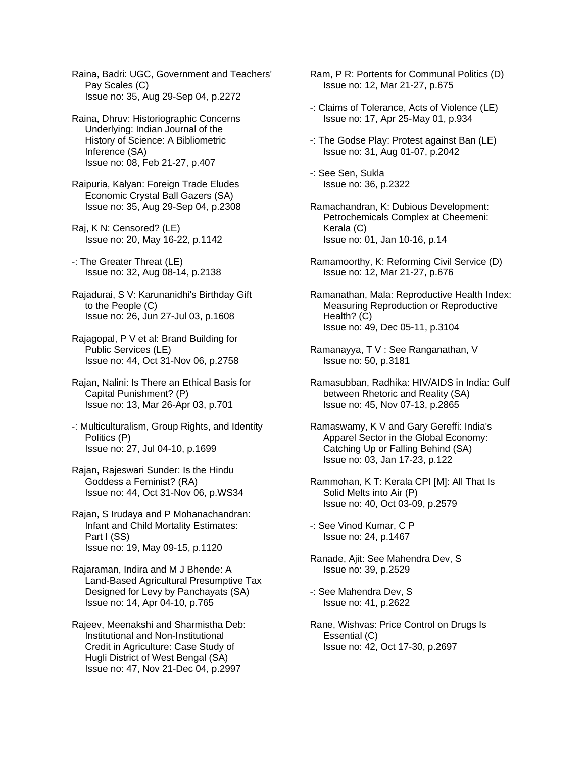Raina, Badri: UGC, Government and Teachers' Pay Scales (C)
Issue no: 35, Aug 29-Sep 04, p.2272

Raina, Dhruv: Historiographic Concerns Underlying: Indian Journal of the History of Science: A Bibliometric Inference (SA)
Issue no: 08, Feb 21-27, p.407

Raipuria, Kalyan: Foreign Trade Eludes Economic Crystal Ball Gazers (SA)
Issue no: 35, Aug 29-Sep 04, p.2308

Raj, K N: Censored? (LE)
Issue no: 20, May 16-22, p.1142

-: The Greater Threat (LE)
Issue no: 32, Aug 08-14, p.2138

Rajadurai, S V: Karunanidhi's Birthday Gift to the People (C)
Issue no: 26, Jun 27-Jul 03, p.1608

Rajagopal, P V et al: Brand Building for Public Services (LE)
Issue no: 44, Oct 31-Nov 06, p.2758

Rajan, Nalini: Is There an Ethical Basis for Capital Punishment? (P)
Issue no: 13, Mar 26-Apr 03, p.701

-: Multiculturalism, Group Rights, and Identity Politics (P)
Issue no: 27, Jul 04-10, p.1699

Rajan, Rajeswari Sunder: Is the Hindu Goddess a Feminist? (RA)
Issue no: 44, Oct 31-Nov 06, p.WS34

Rajan, S Irudaya and P Mohanachandran: Infant and Child Mortality Estimates: Part I (SS)
Issue no: 19, May 09-15, p.1120

Rajaraman, Indira and M J Bhende: A Land-Based Agricultural Presumptive Tax Designed for Levy by Panchayats (SA)
Issue no: 14, Apr 04-10, p.765

Rajeev, Meenakshi and Sharmistha Deb: Institutional and Non-Institutional Credit in Agriculture: Case Study of Hugli District of West Bengal (SA)
Issue no: 47, Nov 21-Dec 04, p.2997

Ram, P R: Portents for Communal Politics (D)
Issue no: 12, Mar 21-27, p.675

-: Claims of Tolerance, Acts of Violence (LE)
Issue no: 17, Apr 25-May 01, p.934

-: The Godse Play: Protest against Ban (LE)
Issue no: 31, Aug 01-07, p.2042

-: See Sen, Sukla
Issue no: 36, p.2322

Ramachandran, K: Dubious Development: Petrochemicals Complex at Cheemeni: Kerala (C)
Issue no: 01, Jan 10-16, p.14

Ramamoorthy, K: Reforming Civil Service (D)
Issue no: 12, Mar 21-27, p.676

Ramanathan, Mala: Reproductive Health Index: Measuring Reproduction or Reproductive Health? (C)
Issue no: 49, Dec 05-11, p.3104

Ramanayya, T V : See Ranganathan, V
Issue no: 50, p.3181

Ramasubban, Radhika: HIV/AIDS in India: Gulf between Rhetoric and Reality (SA)
Issue no: 45, Nov 07-13, p.2865

Ramaswamy, K V and Gary Gereffi: India's Apparel Sector in the Global Economy: Catching Up or Falling Behind (SA)
Issue no: 03, Jan 17-23, p.122

Rammohan, K T: Kerala CPI [M]: All That Is Solid Melts into Air (P)
Issue no: 40, Oct 03-09, p.2579

-: See Vinod Kumar, C P
Issue no: 24, p.1467

Ranade, Ajit: See Mahendra Dev, S
Issue no: 39, p.2529

-: See Mahendra Dev, S
Issue no: 41, p.2622

Rane, Wishvas: Price Control on Drugs Is Essential (C)
Issue no: 42, Oct 17-30, p.2697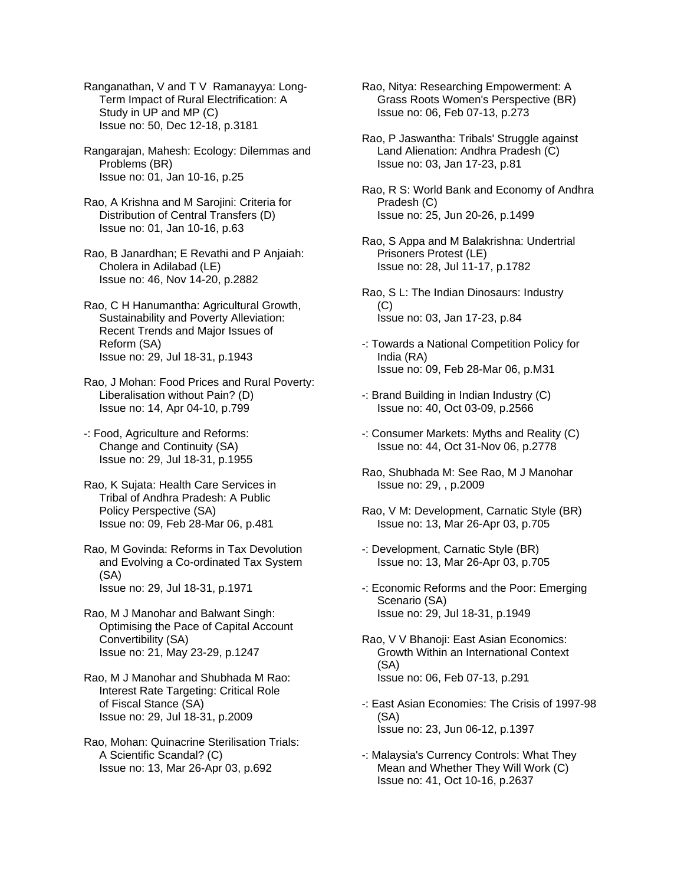Ranganathan, V and T V Ramanayya: Long-Term Impact of Rural Electrification: A Study in UP and MP (C)
Issue no: 50, Dec 12-18, p.3181

Rangarajan, Mahesh: Ecology: Dilemmas and Problems (BR)
Issue no: 01, Jan 10-16, p.25

Rao, A Krishna and M Sarojini: Criteria for Distribution of Central Transfers (D)
Issue no: 01, Jan 10-16, p.63

Rao, B Janardhan; E Revathi and P Anjaiah: Cholera in Adilabad (LE)
Issue no: 46, Nov 14-20, p.2882

Rao, C H Hanumantha: Agricultural Growth, Sustainability and Poverty Alleviation: Recent Trends and Major Issues of Reform (SA)
Issue no: 29, Jul 18-31, p.1943

Rao, J Mohan: Food Prices and Rural Poverty: Liberalisation without Pain? (D)
Issue no: 14, Apr 04-10, p.799

-: Food, Agriculture and Reforms: Change and Continuity (SA)
Issue no: 29, Jul 18-31, p.1955

Rao, K Sujata: Health Care Services in Tribal of Andhra Pradesh: A Public Policy Perspective (SA)
Issue no: 09, Feb 28-Mar 06, p.481

Rao, M Govinda: Reforms in Tax Devolution and Evolving a Co-ordinated Tax System (SA)
Issue no: 29, Jul 18-31, p.1971

Rao, M J Manohar and Balwant Singh: Optimising the Pace of Capital Account Convertibility (SA)
Issue no: 21, May 23-29, p.1247

Rao, M J Manohar and Shubhada M Rao: Interest Rate Targeting: Critical Role of Fiscal Stance (SA)
Issue no: 29, Jul 18-31, p.2009

Rao, Mohan: Quinacrine Sterilisation Trials: A Scientific Scandal? (C)
Issue no: 13, Mar 26-Apr 03, p.692

Rao, Nitya: Researching Empowerment: A Grass Roots Women's Perspective (BR)
Issue no: 06, Feb 07-13, p.273

Rao, P Jaswantha: Tribals' Struggle against Land Alienation: Andhra Pradesh (C)
Issue no: 03, Jan 17-23, p.81

Rao, R S: World Bank and Economy of Andhra Pradesh (C)
Issue no: 25, Jun 20-26, p.1499

Rao, S Appa and M Balakrishna: Undertrial Prisoners Protest (LE)
Issue no: 28, Jul 11-17, p.1782

Rao, S L: The Indian Dinosaurs: Industry (C)
Issue no: 03, Jan 17-23, p.84

-: Towards a National Competition Policy for India (RA)
Issue no: 09, Feb 28-Mar 06, p.M31

-: Brand Building in Indian Industry (C)
Issue no: 40, Oct 03-09, p.2566

-: Consumer Markets: Myths and Reality (C)
Issue no: 44, Oct 31-Nov 06, p.2778

Rao, Shubhada M: See Rao, M J Manohar
Issue no: 29, , p.2009

Rao, V M: Development, Carnatic Style (BR)
Issue no: 13, Mar 26-Apr 03, p.705

-: Development, Carnatic Style (BR)
Issue no: 13, Mar 26-Apr 03, p.705

-: Economic Reforms and the Poor: Emerging Scenario (SA)
Issue no: 29, Jul 18-31, p.1949

Rao, V V Bhanoji: East Asian Economics: Growth Within an International Context (SA)
Issue no: 06, Feb 07-13, p.291

-: East Asian Economies: The Crisis of 1997-98 (SA)
Issue no: 23, Jun 06-12, p.1397

-: Malaysia's Currency Controls: What They Mean and Whether They Will Work (C)
Issue no: 41, Oct 10-16, p.2637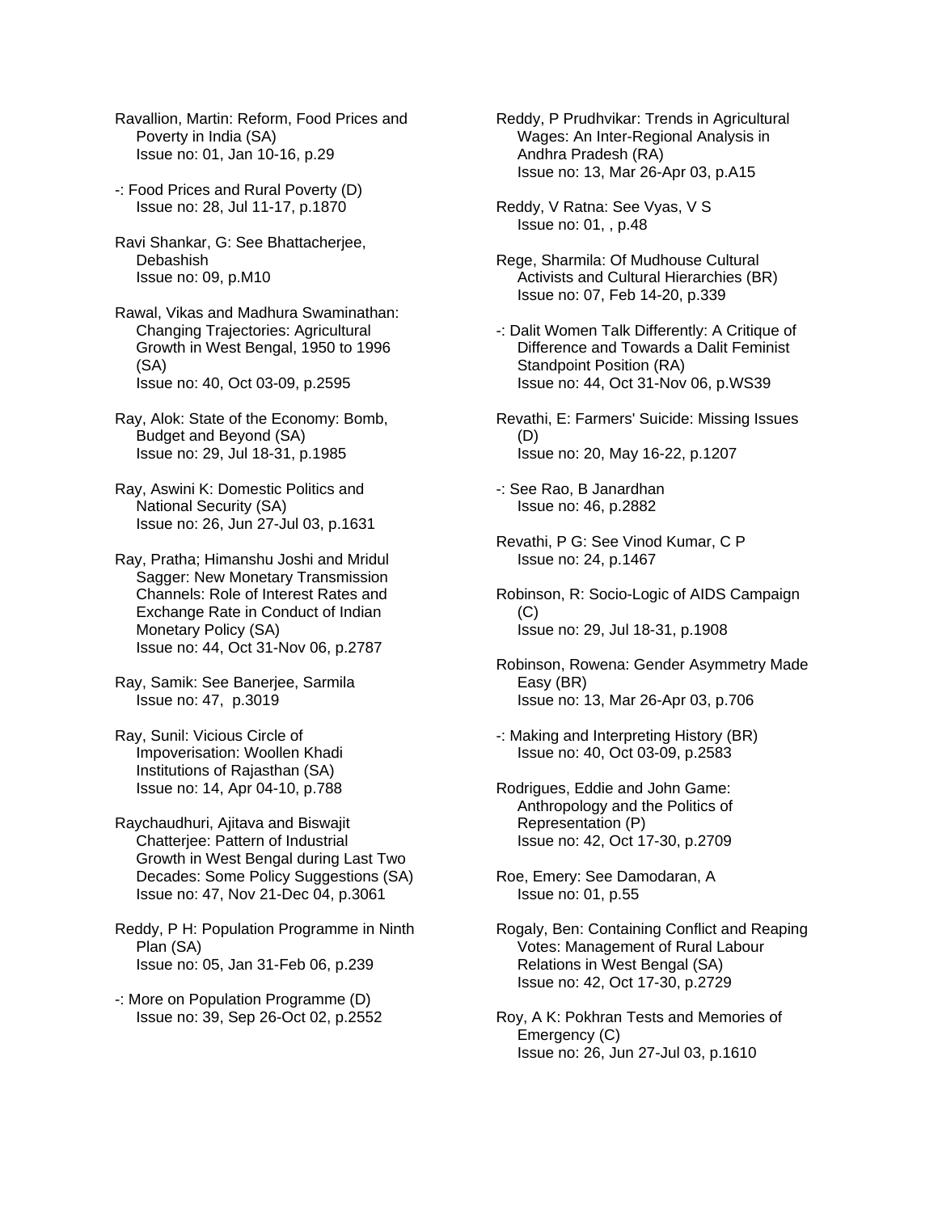Ravallion, Martin: Reform, Food Prices and Poverty in India (SA)
Issue no: 01, Jan 10-16, p.29

-: Food Prices and Rural Poverty (D)
Issue no: 28, Jul 11-17, p.1870

Ravi Shankar, G: See Bhattacherjee, Debashish
Issue no: 09, p.M10

Rawal, Vikas and Madhura Swaminathan: Changing Trajectories: Agricultural Growth in West Bengal, 1950 to 1996 (SA)
Issue no: 40, Oct 03-09, p.2595

Ray, Alok: State of the Economy: Bomb, Budget and Beyond (SA)
Issue no: 29, Jul 18-31, p.1985

Ray, Aswini K: Domestic Politics and National Security (SA)
Issue no: 26, Jun 27-Jul 03, p.1631

Ray, Pratha; Himanshu Joshi and Mridul Sagger: New Monetary Transmission Channels: Role of Interest Rates and Exchange Rate in Conduct of Indian Monetary Policy (SA)
Issue no: 44, Oct 31-Nov 06, p.2787

Ray, Samik: See Banerjee, Sarmila
Issue no: 47, p.3019

Ray, Sunil: Vicious Circle of Impoverisation: Woollen Khadi Institutions of Rajasthan (SA)
Issue no: 14, Apr 04-10, p.788

Raychaudhuri, Ajitava and Biswajit Chatterjee: Pattern of Industrial Growth in West Bengal during Last Two Decades: Some Policy Suggestions (SA)
Issue no: 47, Nov 21-Dec 04, p.3061

Reddy, P H: Population Programme in Ninth Plan (SA)
Issue no: 05, Jan 31-Feb 06, p.239

-: More on Population Programme (D)
Issue no: 39, Sep 26-Oct 02, p.2552

Reddy, P Prudhvikar: Trends in Agricultural Wages: An Inter-Regional Analysis in Andhra Pradesh (RA)
Issue no: 13, Mar 26-Apr 03, p.A15

Reddy, V Ratna: See Vyas, V S
Issue no: 01, , p.48

Rege, Sharmila: Of Mudhouse Cultural Activists and Cultural Hierarchies (BR)
Issue no: 07, Feb 14-20, p.339

-: Dalit Women Talk Differently: A Critique of Difference and Towards a Dalit Feminist Standpoint Position (RA)
Issue no: 44, Oct 31-Nov 06, p.WS39

Revathi, E: Farmers' Suicide: Missing Issues (D)
Issue no: 20, May 16-22, p.1207

-: See Rao, B Janardhan
Issue no: 46, p.2882

Revathi, P G: See Vinod Kumar, C P
Issue no: 24, p.1467

Robinson, R: Socio-Logic of AIDS Campaign (C)
Issue no: 29, Jul 18-31, p.1908

Robinson, Rowena: Gender Asymmetry Made Easy (BR)
Issue no: 13, Mar 26-Apr 03, p.706

-: Making and Interpreting History (BR)
Issue no: 40, Oct 03-09, p.2583

Rodrigues, Eddie and John Game: Anthropology and the Politics of Representation (P)
Issue no: 42, Oct 17-30, p.2709

Roe, Emery: See Damodaran, A
Issue no: 01, p.55

Rogaly, Ben: Containing Conflict and Reaping Votes: Management of Rural Labour Relations in West Bengal (SA)
Issue no: 42, Oct 17-30, p.2729

Roy, A K: Pokhran Tests and Memories of Emergency (C)
Issue no: 26, Jun 27-Jul 03, p.1610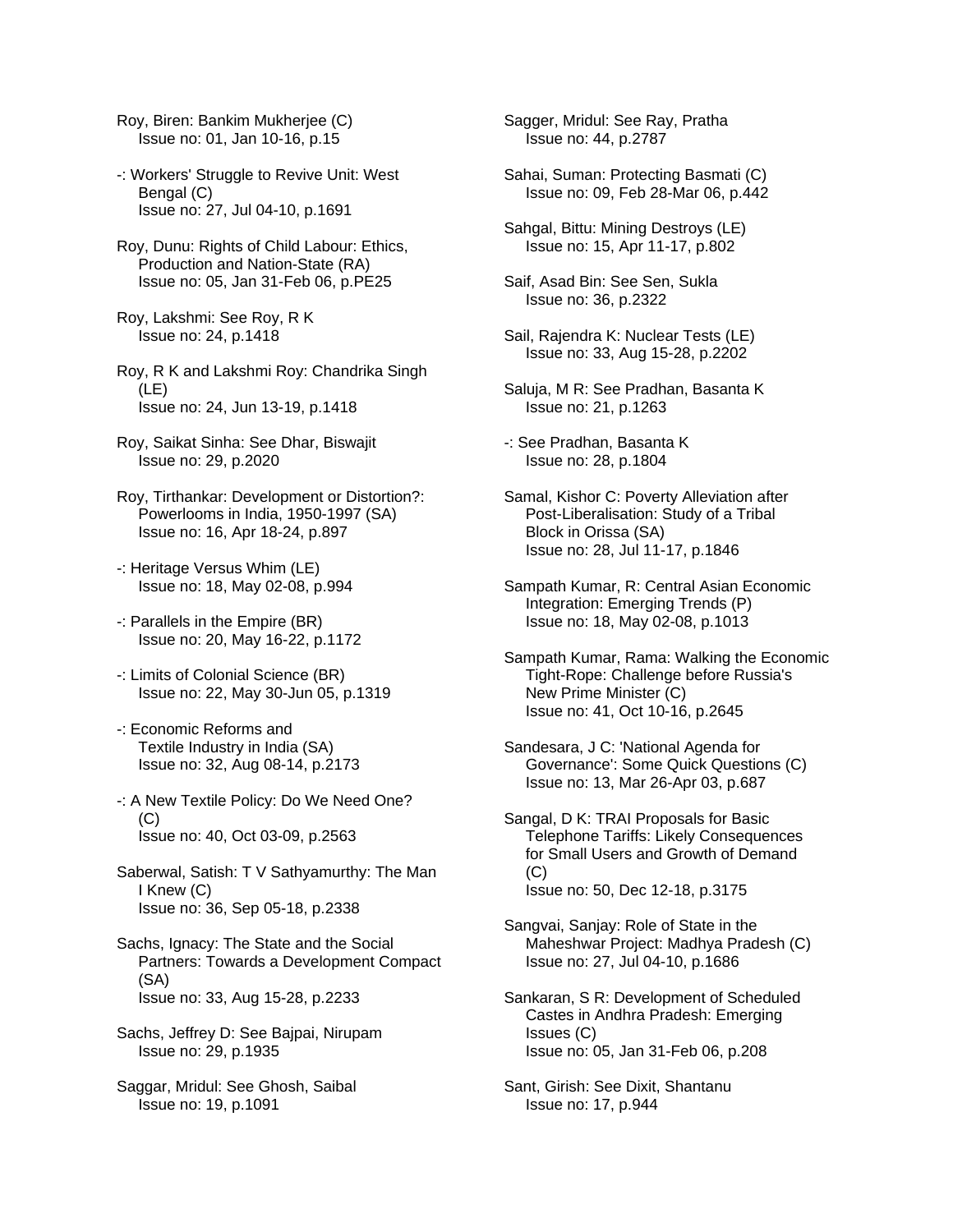Roy, Biren: Bankim Mukherjee (C)
Issue no: 01, Jan 10-16, p.15

-: Workers' Struggle to Revive Unit: West Bengal (C)
Issue no: 27, Jul 04-10, p.1691

Roy, Dunu: Rights of Child Labour: Ethics, Production and Nation-State (RA)
Issue no: 05, Jan 31-Feb 06, p.PE25

Roy, Lakshmi: See Roy, R K
Issue no: 24, p.1418

Roy, R K and Lakshmi Roy: Chandrika Singh (LE)
Issue no: 24, Jun 13-19, p.1418

Roy, Saikat Sinha: See Dhar, Biswajit
Issue no: 29, p.2020

Roy, Tirthankar: Development or Distortion?: Powerlooms in India, 1950-1997 (SA)
Issue no: 16, Apr 18-24, p.897

-: Heritage Versus Whim (LE)
Issue no: 18, May 02-08, p.994

-: Parallels in the Empire (BR)
Issue no: 20, May 16-22, p.1172

-: Limits of Colonial Science (BR)
Issue no: 22, May 30-Jun 05, p.1319

-: Economic Reforms and Textile Industry in India (SA)
Issue no: 32, Aug 08-14, p.2173

-: A New Textile Policy: Do We Need One? (C)
Issue no: 40, Oct 03-09, p.2563

Saberwal, Satish: T V Sathyamurthy: The Man I Knew (C)
Issue no: 36, Sep 05-18, p.2338

Sachs, Ignacy: The State and the Social Partners: Towards a Development Compact (SA)
Issue no: 33, Aug 15-28, p.2233

Sachs, Jeffrey D: See Bajpai, Nirupam
Issue no: 29, p.1935

Saggar, Mridul: See Ghosh, Saibal
Issue no: 19, p.1091

Sagger, Mridul: See Ray, Pratha
Issue no: 44, p.2787

Sahai, Suman: Protecting Basmati (C)
Issue no: 09, Feb 28-Mar 06, p.442

Sahgal, Bittu: Mining Destroys (LE)
Issue no: 15, Apr 11-17, p.802

Saif, Asad Bin: See Sen, Sukla
Issue no: 36, p.2322

Sail, Rajendra K: Nuclear Tests (LE)
Issue no: 33, Aug 15-28, p.2202

Saluja, M R: See Pradhan, Basanta K
Issue no: 21, p.1263

-: See Pradhan, Basanta K
Issue no: 28, p.1804

Samal, Kishor C: Poverty Alleviation after Post-Liberalisation: Study of a Tribal Block in Orissa (SA)
Issue no: 28, Jul 11-17, p.1846

Sampath Kumar, R: Central Asian Economic Integration: Emerging Trends (P)
Issue no: 18, May 02-08, p.1013

Sampath Kumar, Rama: Walking the Economic Tight-Rope: Challenge before Russia's New Prime Minister (C)
Issue no: 41, Oct 10-16, p.2645

Sandesara, J C: 'National Agenda for Governance': Some Quick Questions (C)
Issue no: 13, Mar 26-Apr 03, p.687

Sangal, D K: TRAI Proposals for Basic Telephone Tariffs: Likely Consequences for Small Users and Growth of Demand (C)
Issue no: 50, Dec 12-18, p.3175

Sangvai, Sanjay: Role of State in the Maheshwar Project: Madhya Pradesh (C)
Issue no: 27, Jul 04-10, p.1686

Sankaran, S R: Development of Scheduled Castes in Andhra Pradesh: Emerging Issues (C)
Issue no: 05, Jan 31-Feb 06, p.208

Sant, Girish: See Dixit, Shantanu
Issue no: 17, p.944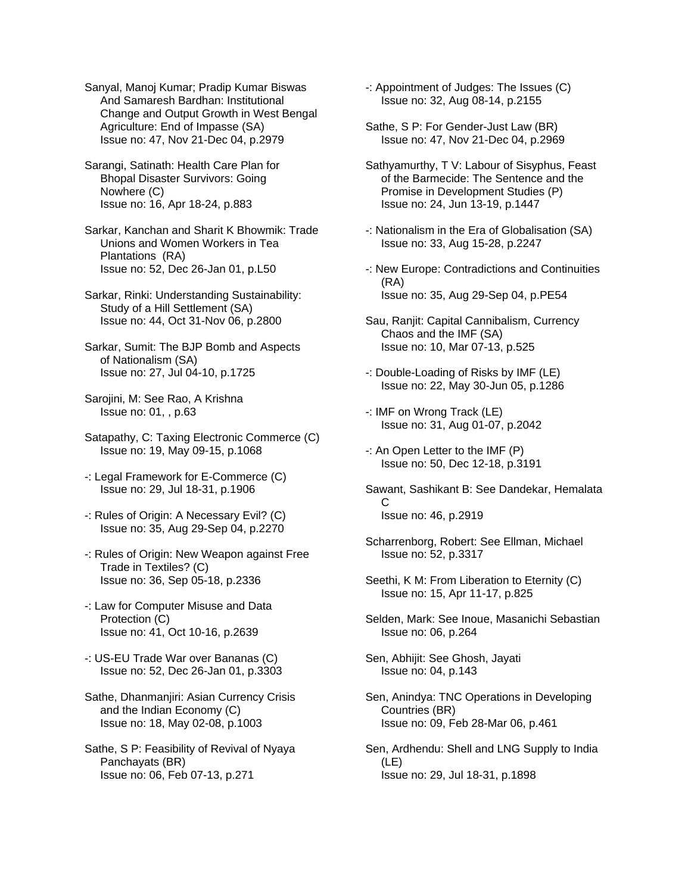Sanyal, Manoj Kumar; Pradip Kumar Biswas And Samaresh Bardhan: Institutional Change and Output Growth in West Bengal Agriculture: End of Impasse (SA)
Issue no: 47, Nov 21-Dec 04, p.2979

Sarangi, Satinath: Health Care Plan for Bhopal Disaster Survivors: Going Nowhere (C)
Issue no: 16, Apr 18-24, p.883

Sarkar, Kanchan and Sharit K Bhowmik: Trade Unions and Women Workers in Tea Plantations (RA)
Issue no: 52, Dec 26-Jan 01, p.L50

Sarkar, Rinki: Understanding Sustainability: Study of a Hill Settlement (SA)
Issue no: 44, Oct 31-Nov 06, p.2800

Sarkar, Sumit: The BJP Bomb and Aspects of Nationalism (SA)
Issue no: 27, Jul 04-10, p.1725

Sarojini, M: See Rao, A Krishna
Issue no: 01, , p.63

Satapathy, C: Taxing Electronic Commerce (C)
Issue no: 19, May 09-15, p.1068

-: Legal Framework for E-Commerce (C)
Issue no: 29, Jul 18-31, p.1906

-: Rules of Origin: A Necessary Evil? (C)
Issue no: 35, Aug 29-Sep 04, p.2270

-: Rules of Origin: New Weapon against Free Trade in Textiles? (C)
Issue no: 36, Sep 05-18, p.2336

-: Law for Computer Misuse and Data Protection (C)
Issue no: 41, Oct 10-16, p.2639

-: US-EU Trade War over Bananas (C)
Issue no: 52, Dec 26-Jan 01, p.3303

Sathe, Dhanmanjiri: Asian Currency Crisis and the Indian Economy (C)
Issue no: 18, May 02-08, p.1003

Sathe, S P: Feasibility of Revival of Nyaya Panchayats (BR)
Issue no: 06, Feb 07-13, p.271

-: Appointment of Judges: The Issues (C)
Issue no: 32, Aug 08-14, p.2155

Sathe, S P: For Gender-Just Law (BR)
Issue no: 47, Nov 21-Dec 04, p.2969

Sathyamurthy, T V: Labour of Sisyphus, Feast of the Barmecide: The Sentence and the Promise in Development Studies (P)
Issue no: 24, Jun 13-19, p.1447

-: Nationalism in the Era of Globalisation (SA)
Issue no: 33, Aug 15-28, p.2247

-: New Europe: Contradictions and Continuities (RA)
Issue no: 35, Aug 29-Sep 04, p.PE54

Sau, Ranjit: Capital Cannibalism, Currency Chaos and the IMF (SA)
Issue no: 10, Mar 07-13, p.525

-: Double-Loading of Risks by IMF (LE)
Issue no: 22, May 30-Jun 05, p.1286

-: IMF on Wrong Track (LE)
Issue no: 31, Aug 01-07, p.2042

-: An Open Letter to the IMF (P)
Issue no: 50, Dec 12-18, p.3191

Sawant, Sashikant B: See Dandekar, Hemalata C
Issue no: 46, p.2919

Scharrenborg, Robert: See Ellman, Michael
Issue no: 52, p.3317

Seethi, K M: From Liberation to Eternity (C)
Issue no: 15, Apr 11-17, p.825

Selden, Mark: See Inoue, Masanichi Sebastian
Issue no: 06, p.264

Sen, Abhijit: See Ghosh, Jayati
Issue no: 04, p.143

Sen, Anindya: TNC Operations in Developing Countries (BR)
Issue no: 09, Feb 28-Mar 06, p.461

Sen, Ardhendu: Shell and LNG Supply to India (LE)
Issue no: 29, Jul 18-31, p.1898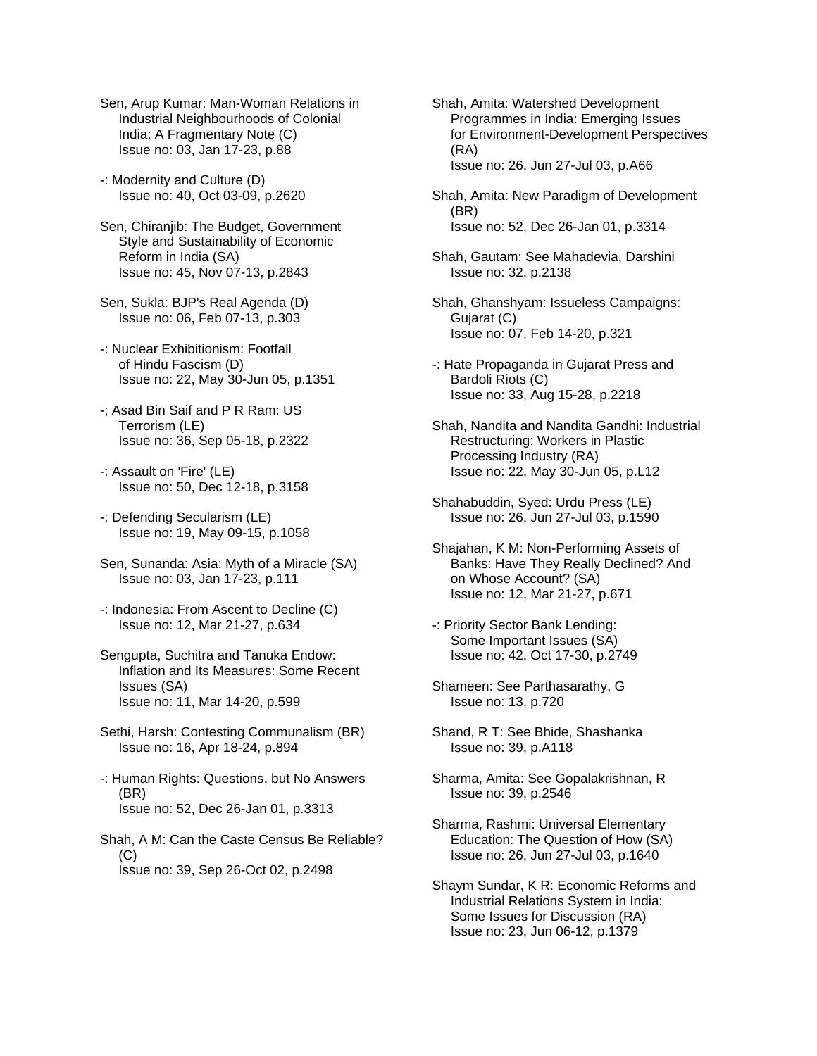Sen, Arup Kumar: Man-Woman Relations in Industrial Neighbourhoods of Colonial India: A Fragmentary Note (C)
Issue no: 03, Jan 17-23, p.88

-: Modernity and Culture (D)
Issue no: 40, Oct 03-09, p.2620

Sen, Chiranjib: The Budget, Government Style and Sustainability of Economic Reform in India (SA)
Issue no: 45, Nov 07-13, p.2843

Sen, Sukla: BJP's Real Agenda (D)
Issue no: 06, Feb 07-13, p.303

-: Nuclear Exhibitionism: Footfall of Hindu Fascism (D)
Issue no: 22, May 30-Jun 05, p.1351

-; Asad Bin Saif and P R Ram: US Terrorism (LE)
Issue no: 36, Sep 05-18, p.2322

-: Assault on 'Fire' (LE)
Issue no: 50, Dec 12-18, p.3158

-: Defending Secularism (LE)
Issue no: 19, May 09-15, p.1058

Sen, Sunanda: Asia: Myth of a Miracle (SA)
Issue no: 03, Jan 17-23, p.111

-: Indonesia: From Ascent to Decline (C)
Issue no: 12, Mar 21-27, p.634

Sengupta, Suchitra and Tanuka Endow: Inflation and Its Measures: Some Recent Issues (SA)
Issue no: 11, Mar 14-20, p.599

Sethi, Harsh: Contesting Communalism (BR)
Issue no: 16, Apr 18-24, p.894

-: Human Rights: Questions, but No Answers (BR)
Issue no: 52, Dec 26-Jan 01, p.3313

Shah, A M: Can the Caste Census Be Reliable? (C)
Issue no: 39, Sep 26-Oct 02, p.2498

Shah, Amita: Watershed Development Programmes in India: Emerging Issues for Environment-Development Perspectives (RA)
Issue no: 26, Jun 27-Jul 03, p.A66

Shah, Amita: New Paradigm of Development (BR)
Issue no: 52, Dec 26-Jan 01, p.3314

Shah, Gautam: See Mahadevia, Darshini
Issue no: 32, p.2138

Shah, Ghanshyam: Issueless Campaigns: Gujarat (C)
Issue no: 07, Feb 14-20, p.321

-: Hate Propaganda in Gujarat Press and Bardoli Riots (C)
Issue no: 33, Aug 15-28, p.2218

Shah, Nandita and Nandita Gandhi: Industrial Restructuring: Workers in Plastic Processing Industry (RA)
Issue no: 22, May 30-Jun 05, p.L12

Shahabuddin, Syed: Urdu Press (LE)
Issue no: 26, Jun 27-Jul 03, p.1590

Shajahan, K M: Non-Performing Assets of Banks: Have They Really Declined? And on Whose Account? (SA)
Issue no: 12, Mar 21-27, p.671

-: Priority Sector Bank Lending: Some Important Issues (SA)
Issue no: 42, Oct 17-30, p.2749

Shameen: See Parthasarathy, G
Issue no: 13, p.720

Shand, R T: See Bhide, Shashanka
Issue no: 39, p.A118

Sharma, Amita: See Gopalakrishnan, R
Issue no: 39, p.2546

Sharma, Rashmi: Universal Elementary Education: The Question of How (SA)
Issue no: 26, Jun 27-Jul 03, p.1640

Shaym Sundar, K R: Economic Reforms and Industrial Relations System in India: Some Issues for Discussion (RA)
Issue no: 23, Jun 06-12, p.1379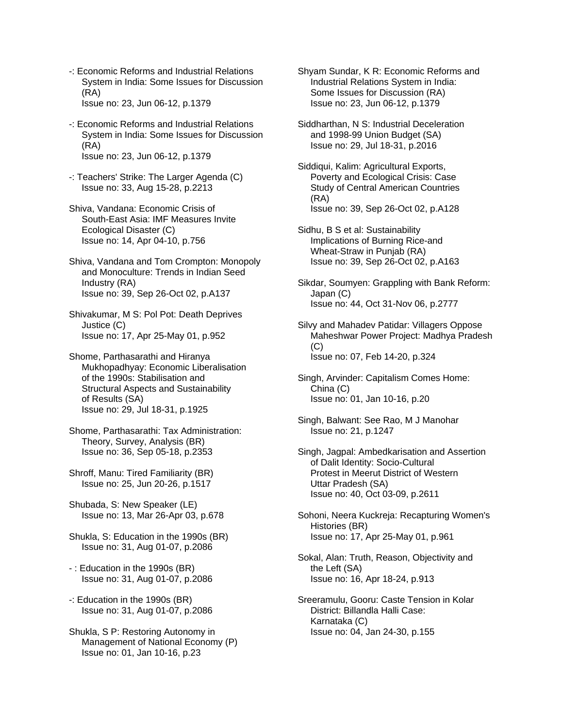-: Economic Reforms and Industrial Relations System in India: Some Issues for Discussion (RA)
Issue no: 23, Jun 06-12, p.1379

-: Economic Reforms and Industrial Relations System in India: Some Issues for Discussion (RA)
Issue no: 23, Jun 06-12, p.1379

-: Teachers' Strike: The Larger Agenda (C)
Issue no: 33, Aug 15-28, p.2213

Shiva, Vandana: Economic Crisis of South-East Asia: IMF Measures Invite Ecological Disaster (C)
Issue no: 14, Apr 04-10, p.756

Shiva, Vandana and Tom Crompton: Monopoly and Monoculture: Trends in Indian Seed Industry (RA)
Issue no: 39, Sep 26-Oct 02, p.A137

Shivakumar, M S: Pol Pot: Death Deprives Justice (C)
Issue no: 17, Apr 25-May 01, p.952

Shome, Parthasarathi and Hiranya Mukhopadhyay: Economic Liberalisation of the 1990s: Stabilisation and Structural Aspects and Sustainability of Results (SA)
Issue no: 29, Jul 18-31, p.1925

Shome, Parthasarathi: Tax Administration: Theory, Survey, Analysis (BR)
Issue no: 36, Sep 05-18, p.2353

Shroff, Manu: Tired Familiarity (BR)
Issue no: 25, Jun 20-26, p.1517

Shubada, S: New Speaker (LE)
Issue no: 13, Mar 26-Apr 03, p.678

Shukla, S: Education in the 1990s (BR)
Issue no: 31, Aug 01-07, p.2086

- : Education in the 1990s (BR)
Issue no: 31, Aug 01-07, p.2086

-: Education in the 1990s (BR)
Issue no: 31, Aug 01-07, p.2086

Shukla, S P: Restoring Autonomy in Management of National Economy (P)
Issue no: 01, Jan 10-16, p.23

Shyam Sundar, K R: Economic Reforms and Industrial Relations System in India: Some Issues for Discussion (RA)
Issue no: 23, Jun 06-12, p.1379

Siddharthan, N S: Industrial Deceleration and 1998-99 Union Budget (SA)
Issue no: 29, Jul 18-31, p.2016

Siddiqui, Kalim: Agricultural Exports, Poverty and Ecological Crisis: Case Study of Central American Countries (RA)
Issue no: 39, Sep 26-Oct 02, p.A128

Sidhu, B S et al: Sustainability Implications of Burning Rice-and Wheat-Straw in Punjab (RA)
Issue no: 39, Sep 26-Oct 02, p.A163

Sikdar, Soumyen: Grappling with Bank Reform: Japan (C)
Issue no: 44, Oct 31-Nov 06, p.2777

Silvy and Mahadev Patidar: Villagers Oppose Maheshwar Power Project: Madhya Pradesh (C)
Issue no: 07, Feb 14-20, p.324

Singh, Arvinder: Capitalism Comes Home: China (C)
Issue no: 01, Jan 10-16, p.20

Singh, Balwant: See Rao, M J Manohar
Issue no: 21, p.1247

Singh, Jagpal: Ambedkarisation and Assertion of Dalit Identity: Socio-Cultural Protest in Meerut District of Western Uttar Pradesh (SA)
Issue no: 40, Oct 03-09, p.2611

Sohoni, Neera Kuckreja: Recapturing Women's Histories (BR)
Issue no: 17, Apr 25-May 01, p.961

Sokal, Alan: Truth, Reason, Objectivity and the Left (SA)
Issue no: 16, Apr 18-24, p.913

Sreeramulu, Gooru: Caste Tension in Kolar District: Billandla Halli Case: Karnataka (C)
Issue no: 04, Jan 24-30, p.155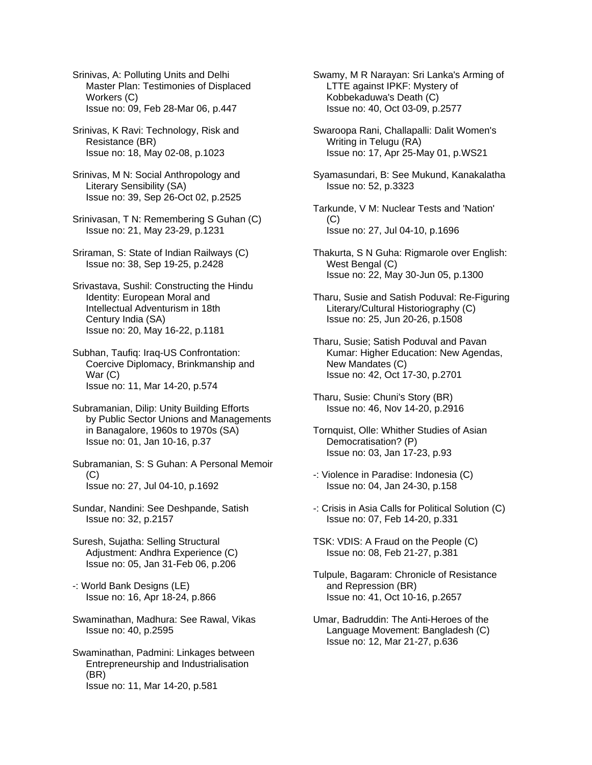Srinivas, A: Polluting Units and Delhi Master Plan: Testimonies of Displaced Workers (C)
Issue no: 09, Feb 28-Mar 06, p.447

Srinivas, K Ravi: Technology, Risk and Resistance (BR)
Issue no: 18, May 02-08, p.1023

Srinivas, M N: Social Anthropology and Literary Sensibility (SA)
Issue no: 39, Sep 26-Oct 02, p.2525

Srinivasan, T N: Remembering S Guhan (C)
Issue no: 21, May 23-29, p.1231

Sriraman, S: State of Indian Railways (C)
Issue no: 38, Sep 19-25, p.2428

Srivastava, Sushil: Constructing the Hindu Identity: European Moral and Intellectual Adventurism in 18th Century India (SA)
Issue no: 20, May 16-22, p.1181

Subhan, Taufiq: Iraq-US Confrontation: Coercive Diplomacy, Brinkmanship and War (C)
Issue no: 11, Mar 14-20, p.574

Subramanian, Dilip: Unity Building Efforts by Public Sector Unions and Managements in Banagalore, 1960s to 1970s (SA)
Issue no: 01, Jan 10-16, p.37

Subramanian, S: S Guhan: A Personal Memoir (C)
Issue no: 27, Jul 04-10, p.1692

Sundar, Nandini: See Deshpande, Satish
Issue no: 32, p.2157

Suresh, Sujatha: Selling Structural Adjustment: Andhra Experience (C)
Issue no: 05, Jan 31-Feb 06, p.206

-: World Bank Designs (LE)
Issue no: 16, Apr 18-24, p.866

Swaminathan, Madhura: See Rawal, Vikas
Issue no: 40, p.2595

Swaminathan, Padmini: Linkages between Entrepreneurship and Industrialisation (BR)
Issue no: 11, Mar 14-20, p.581

Swamy, M R Narayan: Sri Lanka's Arming of LTTE against IPKF: Mystery of Kobbekaduwa's Death (C)
Issue no: 40, Oct 03-09, p.2577

Swaroopa Rani, Challapalli: Dalit Women's Writing in Telugu (RA)
Issue no: 17, Apr 25-May 01, p.WS21

Syamasundari, B: See Mukund, Kanakalatha
Issue no: 52, p.3323

Tarkunde, V M: Nuclear Tests and 'Nation' (C)
Issue no: 27, Jul 04-10, p.1696

Thakurta, S N Guha: Rigmarole over English: West Bengal (C)
Issue no: 22, May 30-Jun 05, p.1300

Tharu, Susie and Satish Poduval: Re-Figuring Literary/Cultural Historiography (C)
Issue no: 25, Jun 20-26, p.1508

Tharu, Susie; Satish Poduval and Pavan Kumar: Higher Education: New Agendas, New Mandates (C)
Issue no: 42, Oct 17-30, p.2701

Tharu, Susie: Chuni's Story (BR)
Issue no: 46, Nov 14-20, p.2916

Tornquist, Olle: Whither Studies of Asian Democratisation? (P)
Issue no: 03, Jan 17-23, p.93

-: Violence in Paradise: Indonesia (C)
Issue no: 04, Jan 24-30, p.158

-: Crisis in Asia Calls for Political Solution (C)
Issue no: 07, Feb 14-20, p.331

TSK: VDIS: A Fraud on the People (C)
Issue no: 08, Feb 21-27, p.381

Tulpule, Bagaram: Chronicle of Resistance and Repression (BR)
Issue no: 41, Oct 10-16, p.2657

Umar, Badruddin: The Anti-Heroes of the Language Movement: Bangladesh (C)
Issue no: 12, Mar 21-27, p.636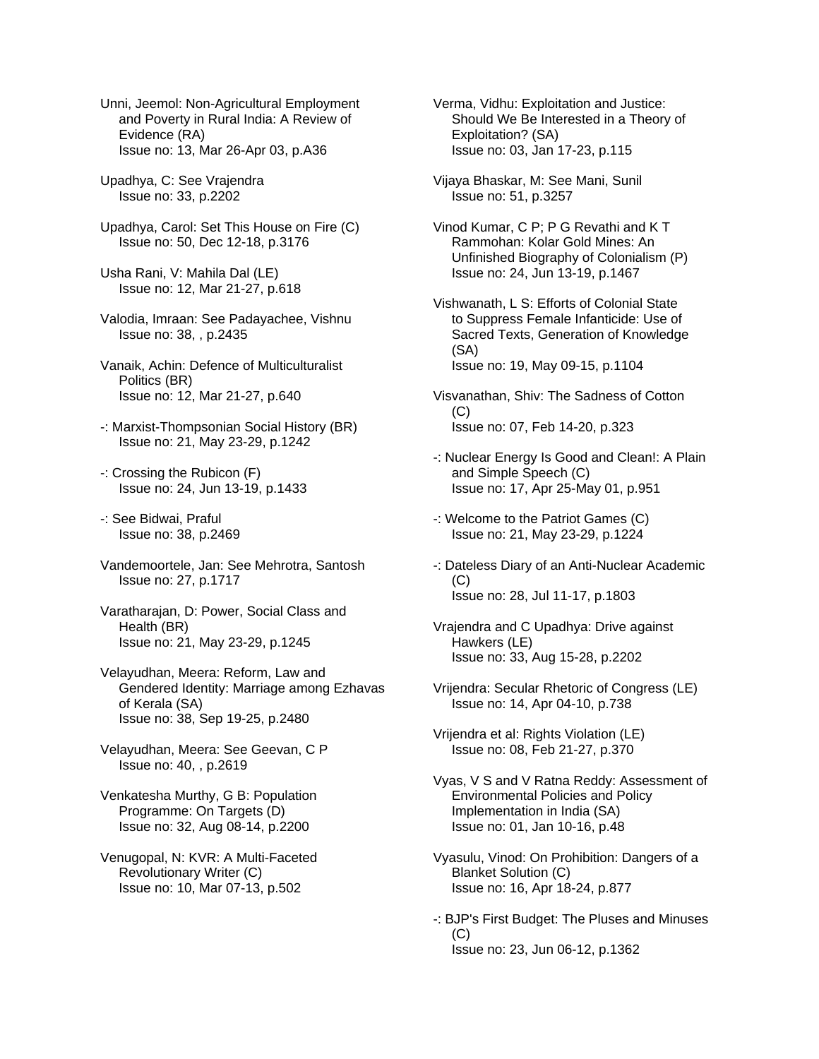Unni, Jeemol: Non-Agricultural Employment and Poverty in Rural India: A Review of Evidence (RA)
Issue no: 13, Mar 26-Apr 03, p.A36

Upadhya, C: See Vrajendra
Issue no: 33, p.2202

Upadhya, Carol: Set This House on Fire (C)
Issue no: 50, Dec 12-18, p.3176

Usha Rani, V: Mahila Dal (LE)
Issue no: 12, Mar 21-27, p.618

Valodia, Imraan: See Padayachee, Vishnu
Issue no: 38, , p.2435

Vanaik, Achin: Defence of Multiculturalist Politics (BR)
Issue no: 12, Mar 21-27, p.640

-: Marxist-Thompsonian Social History (BR)
Issue no: 21, May 23-29, p.1242

-: Crossing the Rubicon (F)
Issue no: 24, Jun 13-19, p.1433

-: See Bidwai, Praful
Issue no: 38, p.2469

Vandemoortele, Jan: See Mehrotra, Santosh
Issue no: 27, p.1717

Varatharajan, D: Power, Social Class and Health (BR)
Issue no: 21, May 23-29, p.1245

Velayudhan, Meera: Reform, Law and Gendered Identity: Marriage among Ezhavas of Kerala (SA)
Issue no: 38, Sep 19-25, p.2480

Velayudhan, Meera: See Geevan, C P
Issue no: 40, , p.2619

Venkatesha Murthy, G B: Population Programme: On Targets (D)
Issue no: 32, Aug 08-14, p.2200

Venugopal, N: KVR: A Multi-Faceted Revolutionary Writer (C)
Issue no: 10, Mar 07-13, p.502

Verma, Vidhu: Exploitation and Justice: Should We Be Interested in a Theory of Exploitation? (SA)
Issue no: 03, Jan 17-23, p.115

Vijaya Bhaskar, M: See Mani, Sunil
Issue no: 51, p.3257

Vinod Kumar, C P; P G Revathi and K T Rammohan: Kolar Gold Mines: An Unfinished Biography of Colonialism (P)
Issue no: 24, Jun 13-19, p.1467

Vishwanath, L S: Efforts of Colonial State to Suppress Female Infanticide: Use of Sacred Texts, Generation of Knowledge (SA)
Issue no: 19, May 09-15, p.1104

Visvanathan, Shiv: The Sadness of Cotton (C)
Issue no: 07, Feb 14-20, p.323

-: Nuclear Energy Is Good and Clean!: A Plain and Simple Speech (C)
Issue no: 17, Apr 25-May 01, p.951

-: Welcome to the Patriot Games (C)
Issue no: 21, May 23-29, p.1224

-: Dateless Diary of an Anti-Nuclear Academic (C)
Issue no: 28, Jul 11-17, p.1803

Vrajendra and C Upadhya: Drive against Hawkers (LE)
Issue no: 33, Aug 15-28, p.2202

Vrijendra: Secular Rhetoric of Congress (LE)
Issue no: 14, Apr 04-10, p.738

Vrijendra et al: Rights Violation (LE)
Issue no: 08, Feb 21-27, p.370

Vyas, V S and V Ratna Reddy: Assessment of Environmental Policies and Policy Implementation in India (SA)
Issue no: 01, Jan 10-16, p.48

Vyasulu, Vinod: On Prohibition: Dangers of a Blanket Solution (C)
Issue no: 16, Apr 18-24, p.877

-: BJP's First Budget: The Pluses and Minuses (C)
Issue no: 23, Jun 06-12, p.1362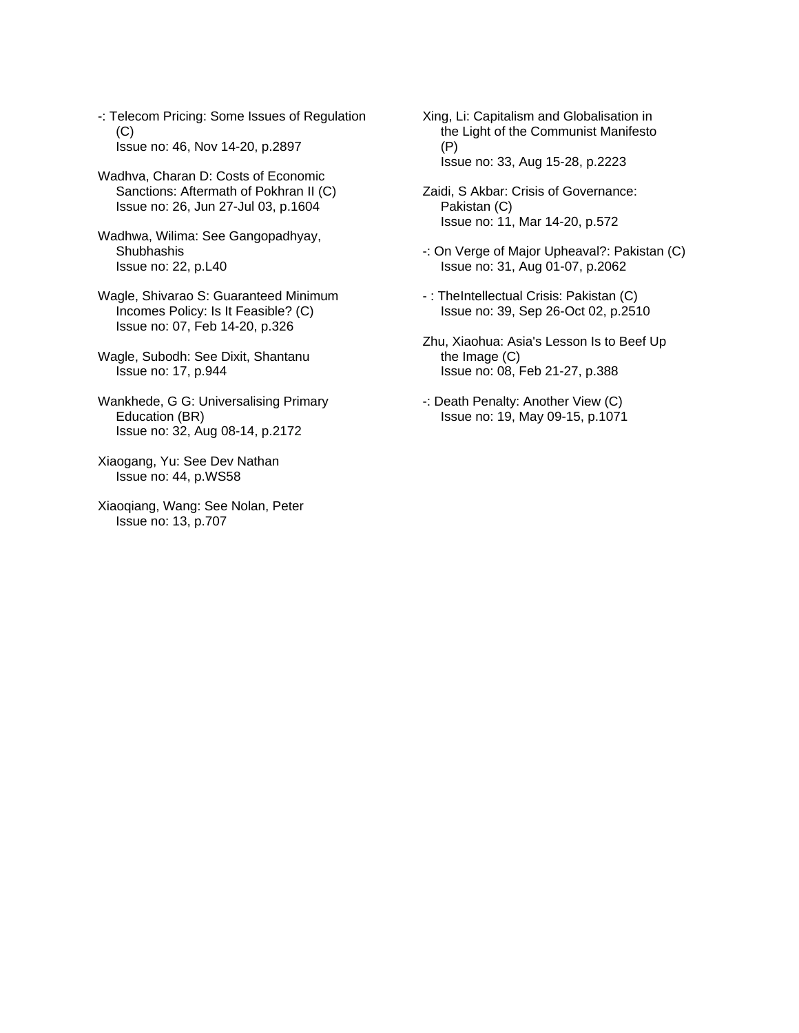-: Telecom Pricing: Some Issues of Regulation (C)
Issue no: 46, Nov 14-20, p.2897

Wadhva, Charan D: Costs of Economic Sanctions: Aftermath of Pokhran II (C)
Issue no: 26, Jun 27-Jul 03, p.1604

Wadhwa, Wilima: See Gangopadhyay, Shubhashis
Issue no: 22, p.L40

Wagle, Shivarao S: Guaranteed Minimum Incomes Policy: Is It Feasible? (C)
Issue no: 07, Feb 14-20, p.326

Wagle, Subodh: See Dixit, Shantanu
Issue no: 17, p.944

Wankhede, G G: Universalising Primary Education (BR)
Issue no: 32, Aug 08-14, p.2172

Xiaogang, Yu: See Dev Nathan
Issue no: 44, p.WS58

Xiaoqiang, Wang: See Nolan, Peter
Issue no: 13, p.707

Xing, Li: Capitalism and Globalisation in the Light of the Communist Manifesto (P)
Issue no: 33, Aug 15-28, p.2223

Zaidi, S Akbar: Crisis of Governance: Pakistan (C)
Issue no: 11, Mar 14-20, p.572

-: On Verge of Major Upheaval?: Pakistan (C)
Issue no: 31, Aug 01-07, p.2062

- : TheIntellectual Crisis: Pakistan (C)
Issue no: 39, Sep 26-Oct 02, p.2510

Zhu, Xiaohua: Asia's Lesson Is to Beef Up the Image (C)
Issue no: 08, Feb 21-27, p.388

-: Death Penalty: Another View (C)
Issue no: 19, May 09-15, p.1071